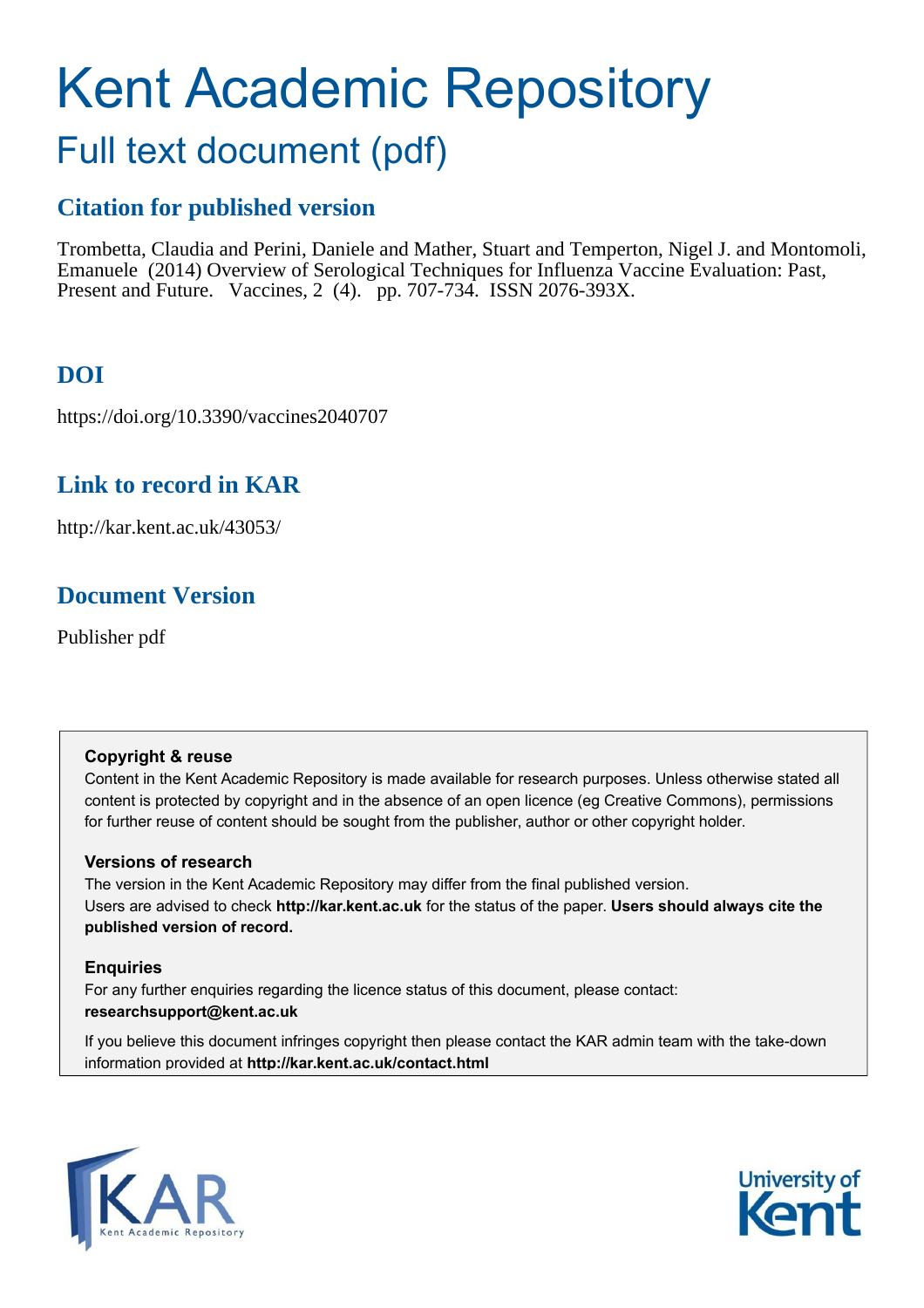# Kent Academic Repository

## Full text document (pdf)

### Citation for published version

Trombetta, Claudia and Perini, Daniele and Mather, Stuart and Temperton, Nigel J. and Montomoli, Emanuele (2014) Overview of Serological Techniques for Influenza Vaccine Evaluation: Past, Present and Future. Vaccines, 2 (4). pp. 707-734. ISSN 2076-393X.

### DOI

https://doi.org/10.3390/vaccines2040707

### Link to record in KAR

http://kar.kent.ac.uk/43053/

### Document Version

Publisher pdf

**Copyright & reuse**

Content in the Kent Academic Repository is made available for research purposes. Unless otherwise stated all content is protected by copyright and in the absence of an open licence (eg Creative Commons), permissions for further reuse of content should be sought from the publisher, author or other copyright holder.

**Versions of research**

The version in the Kent Academic Repository may differ from the final published version. Users are advised to check **http://kar.kent.ac.uk** for the status of the paper. **Users should always cite the published version of record.**

**Enquiries**

For any further enquiries regarding the licence status of this document, please contact: **researchsupport@kent.ac.uk**

If you believe this document infringes copyright then please contact the KAR admin team with the take-down information provided at **http://kar.kent.ac.uk/contact.html**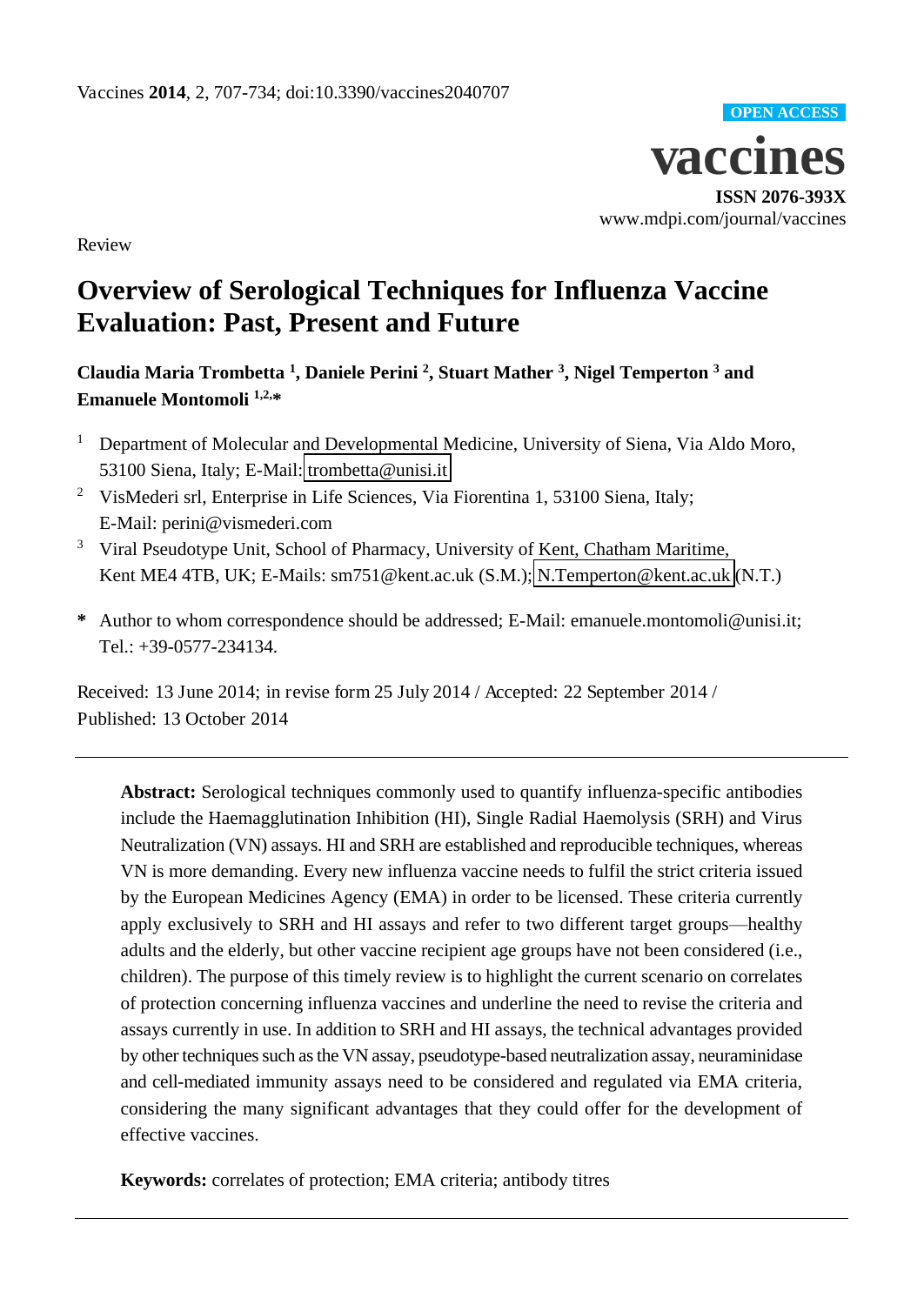Review

# Overview of Serological Techniques for Influenza Vaccine Evaluation: Past, Present and Future

**Claudia Maria Trombetta [1], Daniele Perini [2], Stuart Mather [3], Nigel Temperton [3] and Emanuele Montomoli [1,2,*]**

1. Department of Molecular and Developmental Medicine, University of Siena, Via Aldo Moro, 53100 Siena, Italy; E-Mail: trombetta@unisi.it
2. VisMederi srl, Enterprise in Life Sciences, Via Fiorentina 1, 53100 Siena, Italy; E-Mail: perini@vismederi.com
3. Viral Pseudotype Unit, School of Pharmacy, University of Kent, Chatham Maritime, Kent ME4 4TB, UK; E-Mails: sm751@kent.ac.uk (S.M.); N.Temperton@kent.ac.uk (N.T.)

\* Author to whom correspondence should be addressed; E-Mail: emanuele.montomoli@unisi.it; Tel.: +39-0577-234134.

Received: 13 June 2014; in revise form 25 July 2014 / Accepted: 22 September 2014 / Published: 13 October 2014

---

**Abstract:** Serological techniques commonly used to quantify influenza-specific antibodies include the Haemagglutination Inhibition (HI), Single Radial Haemolysis (SRH) and Virus Neutralization (VN) assays. HI and SRH are established and reproducible techniques, whereas VN is more demanding. Every new influenza vaccine needs to fulfil the strict criteria issued by the European Medicines Agency (EMA) in order to be licensed. These criteria currently apply exclusively to SRH and HI assays and refer to two different target groups—healthy adults and the elderly, but other vaccine recipient age groups have not been considered (i.e., children). The purpose of this timely review is to highlight the current scenario on correlates of protection concerning influenza vaccines and underline the need to revise the criteria and assays currently in use. In addition to SRH and HI assays, the technical advantages provided by other techniques such as the VN assay, pseudotype-based neutralization assay, neuraminidase and cell-mediated immunity assays need to be considered and regulated via EMA criteria, considering the many significant advantages that they could offer for the development of effective vaccines.

**Keywords:** correlates of protection; EMA criteria; antibody titres

---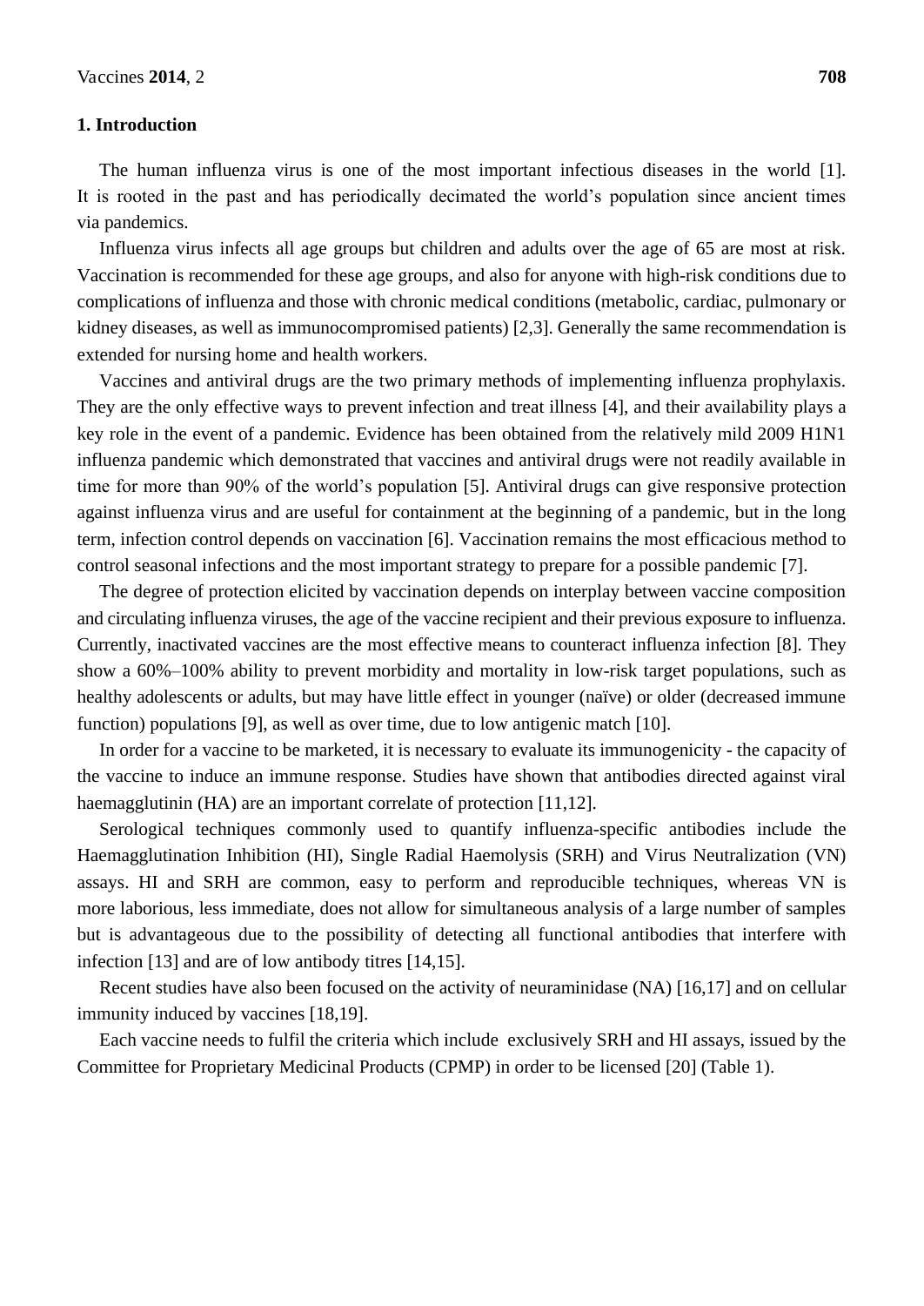## 1. Introduction

The human influenza virus is one of the most important infectious diseases in the world [1]. It is rooted in the past and has periodically decimated the world's population since ancient times via pandemics.

Influenza virus infects all age groups but children and adults over the age of 65 are most at risk. Vaccination is recommended for these age groups, and also for anyone with high-risk conditions due to complications of influenza and those with chronic medical conditions (metabolic, cardiac, pulmonary or kidney diseases, as well as immunocompromised patients) [2,3]. Generally the same recommendation is extended for nursing home and health workers.

Vaccines and antiviral drugs are the two primary methods of implementing influenza prophylaxis. They are the only effective ways to prevent infection and treat illness [4], and their availability plays a key role in the event of a pandemic. Evidence has been obtained from the relatively mild 2009 H1N1 influenza pandemic which demonstrated that vaccines and antiviral drugs were not readily available in time for more than 90% of the world's population [5]. Antiviral drugs can give responsive protection against influenza virus and are useful for containment at the beginning of a pandemic, but in the long term, infection control depends on vaccination [6]. Vaccination remains the most efficacious method to control seasonal infections and the most important strategy to prepare for a possible pandemic [7].

The degree of protection elicited by vaccination depends on interplay between vaccine composition and circulating influenza viruses, the age of the vaccine recipient and their previous exposure to influenza. Currently, inactivated vaccines are the most effective means to counteract influenza infection [8]. They show a 60%–100% ability to prevent morbidity and mortality in low-risk target populations, such as healthy adolescents or adults, but may have little effect in younger (naïve) or older (decreased immune function) populations [9], as well as over time, due to low antigenic match [10].

In order for a vaccine to be marketed, it is necessary to evaluate its immunogenicity - the capacity of the vaccine to induce an immune response. Studies have shown that antibodies directed against viral haemagglutinin (HA) are an important correlate of protection [11,12].

Serological techniques commonly used to quantify influenza-specific antibodies include the Haemagglutination Inhibition (HI), Single Radial Haemolysis (SRH) and Virus Neutralization (VN) assays. HI and SRH are common, easy to perform and reproducible techniques, whereas VN is more laborious, less immediate, does not allow for simultaneous analysis of a large number of samples but is advantageous due to the possibility of detecting all functional antibodies that interfere with infection [13] and are of low antibody titres [14,15].

Recent studies have also been focused on the activity of neuraminidase (NA) [16,17] and on cellular immunity induced by vaccines [18,19].

Each vaccine needs to fulfil the criteria which include exclusively SRH and HI assays, issued by the Committee for Proprietary Medicinal Products (CPMP) in order to be licensed [20] (Table 1).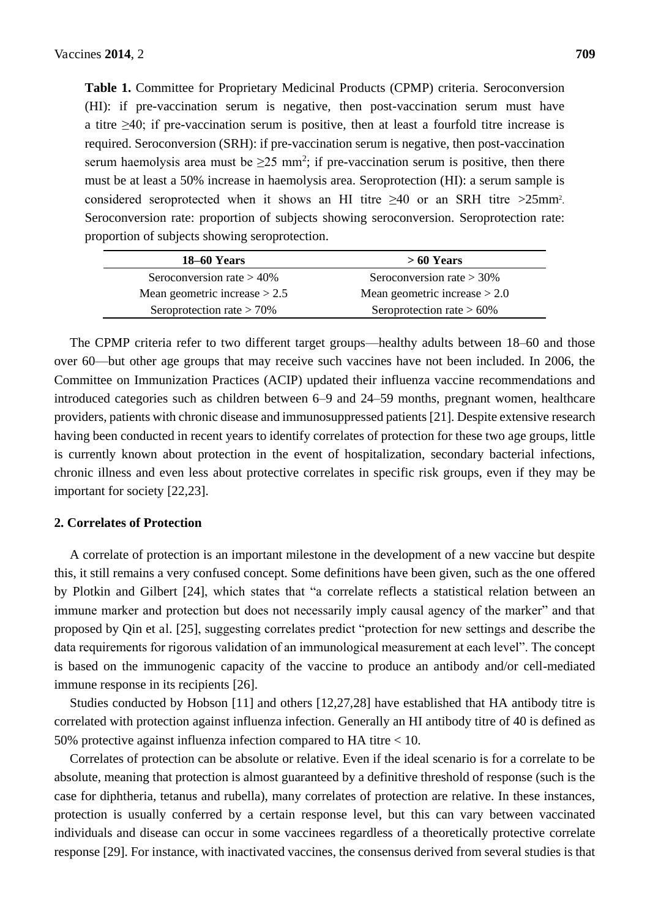**Table 1.** Committee for Proprietary Medicinal Products (CPMP) criteria. Seroconversion (HI): if pre-vaccination serum is negative, then post-vaccination serum must have a titre ≥40; if pre-vaccination serum is positive, then at least a fourfold titre increase is required. Seroconversion (SRH): if pre-vaccination serum is negative, then post-vaccination serum haemolysis area must be ≥25 $mm^2$; if pre-vaccination serum is positive, then there must be at least a 50% increase in haemolysis area. Seroprotection (HI): a serum sample is considered seroprotected when it shows an HI titre ≥40 or an SRH titre >25$mm^2$. Seroconversion rate: proportion of subjects showing seroconversion. Seroprotection rate: proportion of subjects showing seroprotection.

| 18–60 Years | > 60 Years |
|---|---|
| Seroconversion rate > 40% | Seroconversion rate > 30% |
| Mean geometric increase > 2.5 | Mean geometric increase > 2.0 |
| Seroprotection rate > 70% | Seroprotection rate > 60% |

The CPMP criteria refer to two different target groups—healthy adults between 18–60 and those over 60—but other age groups that may receive such vaccines have not been included. In 2006, the Committee on Immunization Practices (ACIP) updated their influenza vaccine recommendations and introduced categories such as children between 6–9 and 24–59 months, pregnant women, healthcare providers, patients with chronic disease and immunosuppressed patients [21]. Despite extensive research having been conducted in recent years to identify correlates of protection for these two age groups, little is currently known about protection in the event of hospitalization, secondary bacterial infections, chronic illness and even less about protective correlates in specific risk groups, even if they may be important for society [22,23].

## 2. Correlates of Protection

A correlate of protection is an important milestone in the development of a new vaccine but despite this, it still remains a very confused concept. Some definitions have been given, such as the one offered by Plotkin and Gilbert [24], which states that "a correlate reflects a statistical relation between an immune marker and protection but does not necessarily imply causal agency of the marker" and that proposed by Qin et al. [25], suggesting correlates predict "protection for new settings and describe the data requirements for rigorous validation of an immunological measurement at each level". The concept is based on the immunogenic capacity of the vaccine to produce an antibody and/or cell-mediated immune response in its recipients [26].

Studies conducted by Hobson [11] and others [12,27,28] have established that HA antibody titre is correlated with protection against influenza infection. Generally an HI antibody titre of 40 is defined as 50% protective against influenza infection compared to HA titre < 10.

Correlates of protection can be absolute or relative. Even if the ideal scenario is for a correlate to be absolute, meaning that protection is almost guaranteed by a definitive threshold of response (such is the case for diphtheria, tetanus and rubella), many correlates of protection are relative. In these instances, protection is usually conferred by a certain response level, but this can vary between vaccinated individuals and disease can occur in some vaccinees regardless of a theoretically protective correlate response [29]. For instance, with inactivated vaccines, the consensus derived from several studies is that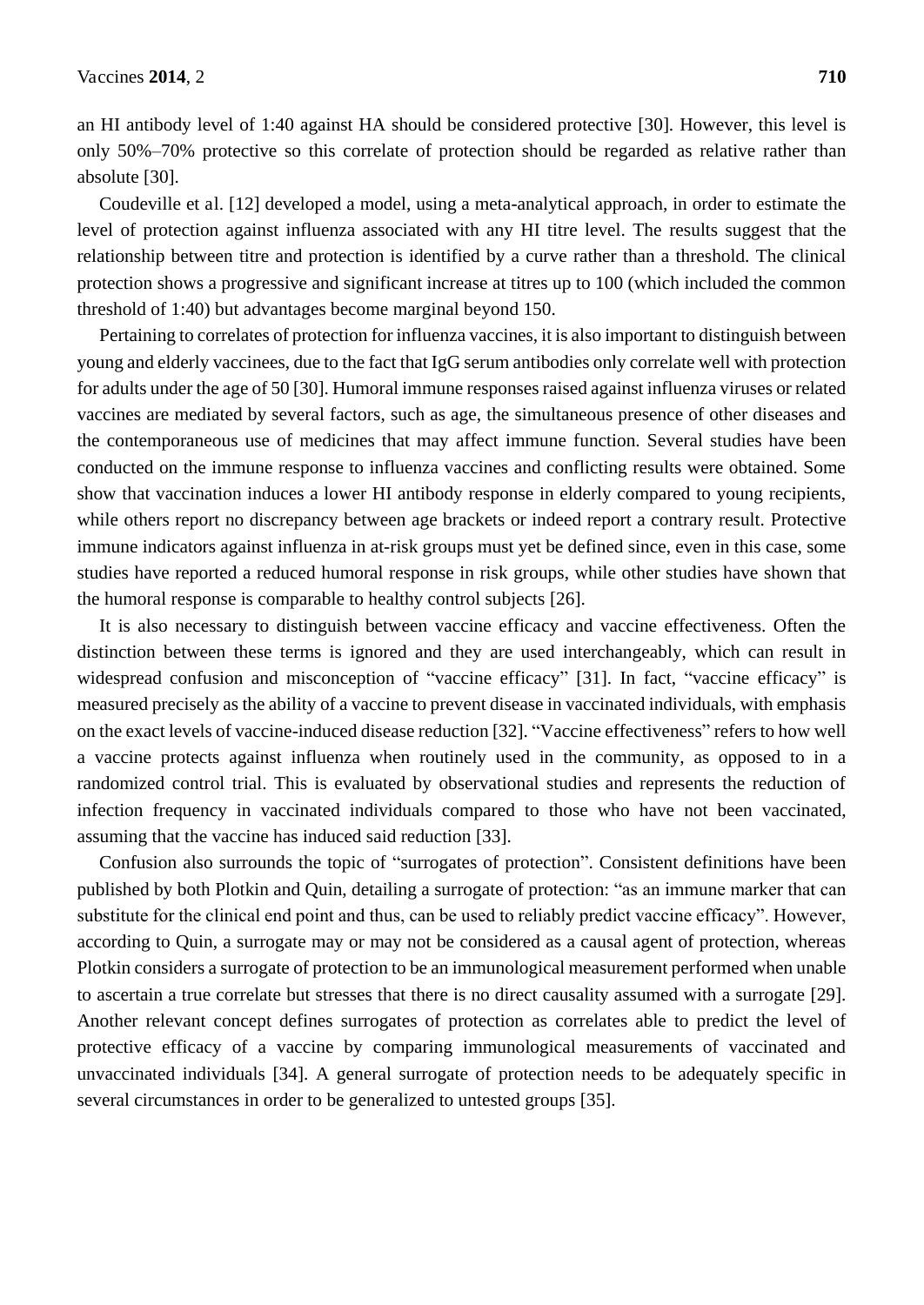an HI antibody level of 1:40 against HA should be considered protective [30]. However, this level is only 50%–70% protective so this correlate of protection should be regarded as relative rather than absolute [30].

Coudeville et al. [12] developed a model, using a meta-analytical approach, in order to estimate the level of protection against influenza associated with any HI titre level. The results suggest that the relationship between titre and protection is identified by a curve rather than a threshold. The clinical protection shows a progressive and significant increase at titres up to 100 (which included the common threshold of 1:40) but advantages become marginal beyond 150.

Pertaining to correlates of protection for influenza vaccines, it is also important to distinguish between young and elderly vaccinees, due to the fact that IgG serum antibodies only correlate well with protection for adults under the age of 50 [30]. Humoral immune responses raised against influenza viruses or related vaccines are mediated by several factors, such as age, the simultaneous presence of other diseases and the contemporaneous use of medicines that may affect immune function. Several studies have been conducted on the immune response to influenza vaccines and conflicting results were obtained. Some show that vaccination induces a lower HI antibody response in elderly compared to young recipients, while others report no discrepancy between age brackets or indeed report a contrary result. Protective immune indicators against influenza in at-risk groups must yet be defined since, even in this case, some studies have reported a reduced humoral response in risk groups, while other studies have shown that the humoral response is comparable to healthy control subjects [26].

It is also necessary to distinguish between vaccine efficacy and vaccine effectiveness. Often the distinction between these terms is ignored and they are used interchangeably, which can result in widespread confusion and misconception of "vaccine efficacy" [31]. In fact, "vaccine efficacy" is measured precisely as the ability of a vaccine to prevent disease in vaccinated individuals, with emphasis on the exact levels of vaccine-induced disease reduction [32]. "Vaccine effectiveness" refers to how well a vaccine protects against influenza when routinely used in the community, as opposed to in a randomized control trial. This is evaluated by observational studies and represents the reduction of infection frequency in vaccinated individuals compared to those who have not been vaccinated, assuming that the vaccine has induced said reduction [33].

Confusion also surrounds the topic of "surrogates of protection". Consistent definitions have been published by both Plotkin and Quin, detailing a surrogate of protection: "as an immune marker that can substitute for the clinical end point and thus, can be used to reliably predict vaccine efficacy". However, according to Quin, a surrogate may or may not be considered as a causal agent of protection, whereas Plotkin considers a surrogate of protection to be an immunological measurement performed when unable to ascertain a true correlate but stresses that there is no direct causality assumed with a surrogate [29]. Another relevant concept defines surrogates of protection as correlates able to predict the level of protective efficacy of a vaccine by comparing immunological measurements of vaccinated and unvaccinated individuals [34]. A general surrogate of protection needs to be adequately specific in several circumstances in order to be generalized to untested groups [35].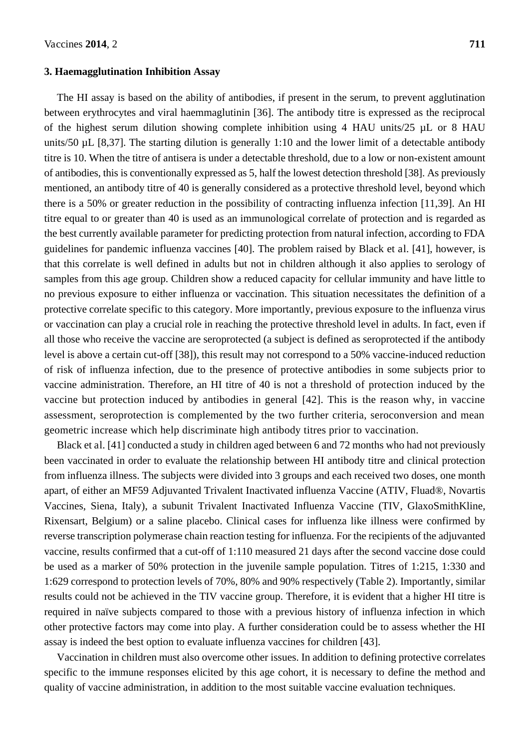## 3. Haemagglutination Inhibition Assay

The HI assay is based on the ability of antibodies, if present in the serum, to prevent agglutination between erythrocytes and viral haemmaglutinin [36]. The antibody titre is expressed as the reciprocal of the highest serum dilution showing complete inhibition using 4 HAU units/25 µL or 8 HAU units/50 µL [8,37]. The starting dilution is generally 1:10 and the lower limit of a detectable antibody titre is 10. When the titre of antisera is under a detectable threshold, due to a low or non-existent amount of antibodies, this is conventionally expressed as 5, half the lowest detection threshold [38]. As previously mentioned, an antibody titre of 40 is generally considered as a protective threshold level, beyond which there is a 50% or greater reduction in the possibility of contracting influenza infection [11,39]. An HI titre equal to or greater than 40 is used as an immunological correlate of protection and is regarded as the best currently available parameter for predicting protection from natural infection, according to FDA guidelines for pandemic influenza vaccines [40]. The problem raised by Black et al. [41], however, is that this correlate is well defined in adults but not in children although it also applies to serology of samples from this age group. Children show a reduced capacity for cellular immunity and have little to no previous exposure to either influenza or vaccination. This situation necessitates the definition of a protective correlate specific to this category. More importantly, previous exposure to the influenza virus or vaccination can play a crucial role in reaching the protective threshold level in adults. In fact, even if all those who receive the vaccine are seroprotected (a subject is defined as seroprotected if the antibody level is above a certain cut-off [38]), this result may not correspond to a 50% vaccine-induced reduction of risk of influenza infection, due to the presence of protective antibodies in some subjects prior to vaccine administration. Therefore, an HI titre of 40 is not a threshold of protection induced by the vaccine but protection induced by antibodies in general [42]. This is the reason why, in vaccine assessment, seroprotection is complemented by the two further criteria, seroconversion and mean geometric increase which help discriminate high antibody titres prior to vaccination.

Black et al. [41] conducted a study in children aged between 6 and 72 months who had not previously been vaccinated in order to evaluate the relationship between HI antibody titre and clinical protection from influenza illness. The subjects were divided into 3 groups and each received two doses, one month apart, of either an MF59 Adjuvanted Trivalent Inactivated influenza Vaccine (ATIV, Fluad®, Novartis Vaccines, Siena, Italy), a subunit Trivalent Inactivated Influenza Vaccine (TIV, GlaxoSmithKline, Rixensart, Belgium) or a saline placebo. Clinical cases for influenza like illness were confirmed by reverse transcription polymerase chain reaction testing for influenza. For the recipients of the adjuvanted vaccine, results confirmed that a cut-off of 1:110 measured 21 days after the second vaccine dose could be used as a marker of 50% protection in the juvenile sample population. Titres of 1:215, 1:330 and 1:629 correspond to protection levels of 70%, 80% and 90% respectively (Table 2). Importantly, similar results could not be achieved in the TIV vaccine group. Therefore, it is evident that a higher HI titre is required in naïve subjects compared to those with a previous history of influenza infection in which other protective factors may come into play. A further consideration could be to assess whether the HI assay is indeed the best option to evaluate influenza vaccines for children [43].

Vaccination in children must also overcome other issues. In addition to defining protective correlates specific to the immune responses elicited by this age cohort, it is necessary to define the method and quality of vaccine administration, in addition to the most suitable vaccine evaluation techniques.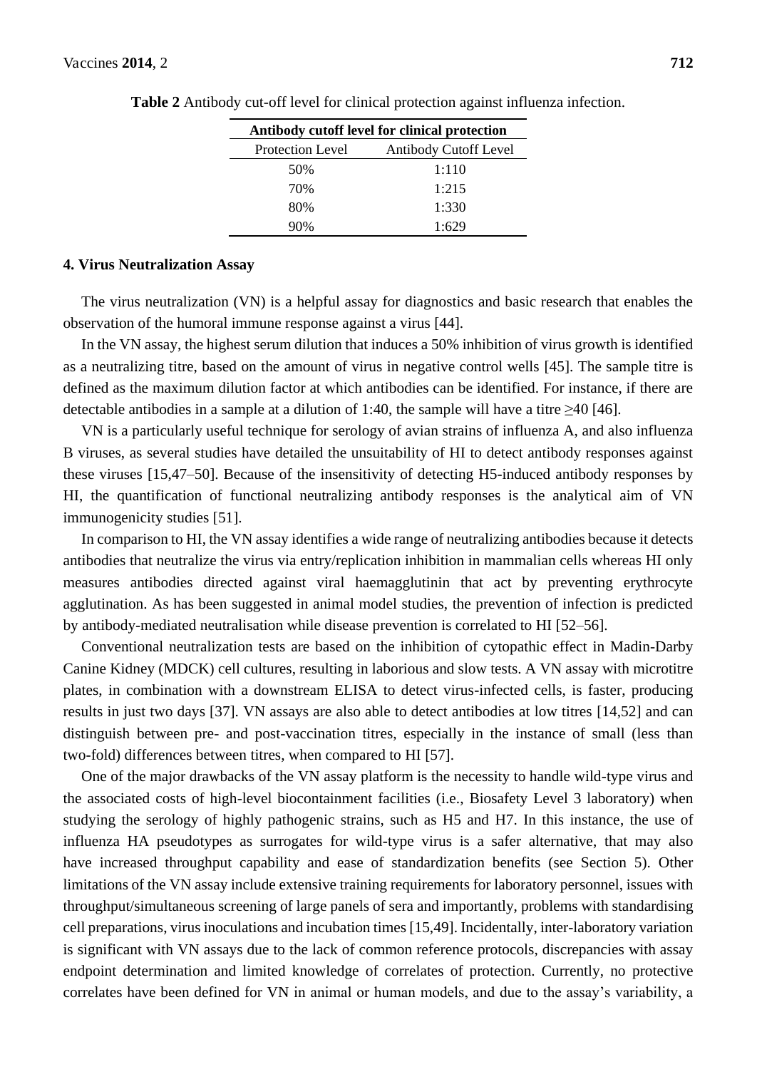**Table 2** Antibody cut-off level for clinical protection against influenza infection.

| Antibody cutoff level for clinical protection | |
|---|---|
| Protection Level | Antibody Cutoff Level |
| 50% | 1:110 |
| 70% | 1:215 |
| 80% | 1:330 |
| 90% | 1:629 |

## 4. Virus Neutralization Assay

The virus neutralization (VN) is a helpful assay for diagnostics and basic research that enables the observation of the humoral immune response against a virus [44].

In the VN assay, the highest serum dilution that induces a 50% inhibition of virus growth is identified as a neutralizing titre, based on the amount of virus in negative control wells [45]. The sample titre is defined as the maximum dilution factor at which antibodies can be identified. For instance, if there are detectable antibodies in a sample at a dilution of 1:40, the sample will have a titre ≥40 [46].

VN is a particularly useful technique for serology of avian strains of influenza A, and also influenza B viruses, as several studies have detailed the unsuitability of HI to detect antibody responses against these viruses [15,47–50]. Because of the insensitivity of detecting H5-induced antibody responses by HI, the quantification of functional neutralizing antibody responses is the analytical aim of VN immunogenicity studies [51].

In comparison to HI, the VN assay identifies a wide range of neutralizing antibodies because it detects antibodies that neutralize the virus via entry/replication inhibition in mammalian cells whereas HI only measures antibodies directed against viral haemagglutinin that act by preventing erythrocyte agglutination. As has been suggested in animal model studies, the prevention of infection is predicted by antibody-mediated neutralisation while disease prevention is correlated to HI [52–56].

Conventional neutralization tests are based on the inhibition of cytopathic effect in Madin-Darby Canine Kidney (MDCK) cell cultures, resulting in laborious and slow tests. A VN assay with microtitre plates, in combination with a downstream ELISA to detect virus-infected cells, is faster, producing results in just two days [37]. VN assays are also able to detect antibodies at low titres [14,52] and can distinguish between pre- and post-vaccination titres, especially in the instance of small (less than two-fold) differences between titres, when compared to HI [57].

One of the major drawbacks of the VN assay platform is the necessity to handle wild-type virus and the associated costs of high-level biocontainment facilities (i.e., Biosafety Level 3 laboratory) when studying the serology of highly pathogenic strains, such as H5 and H7. In this instance, the use of influenza HA pseudotypes as surrogates for wild-type virus is a safer alternative, that may also have increased throughput capability and ease of standardization benefits (see Section 5). Other limitations of the VN assay include extensive training requirements for laboratory personnel, issues with throughput/simultaneous screening of large panels of sera and importantly, problems with standardising cell preparations, virus inoculations and incubation times [15,49]. Incidentally, inter-laboratory variation is significant with VN assays due to the lack of common reference protocols, discrepancies with assay endpoint determination and limited knowledge of correlates of protection. Currently, no protective correlates have been defined for VN in animal or human models, and due to the assay's variability, a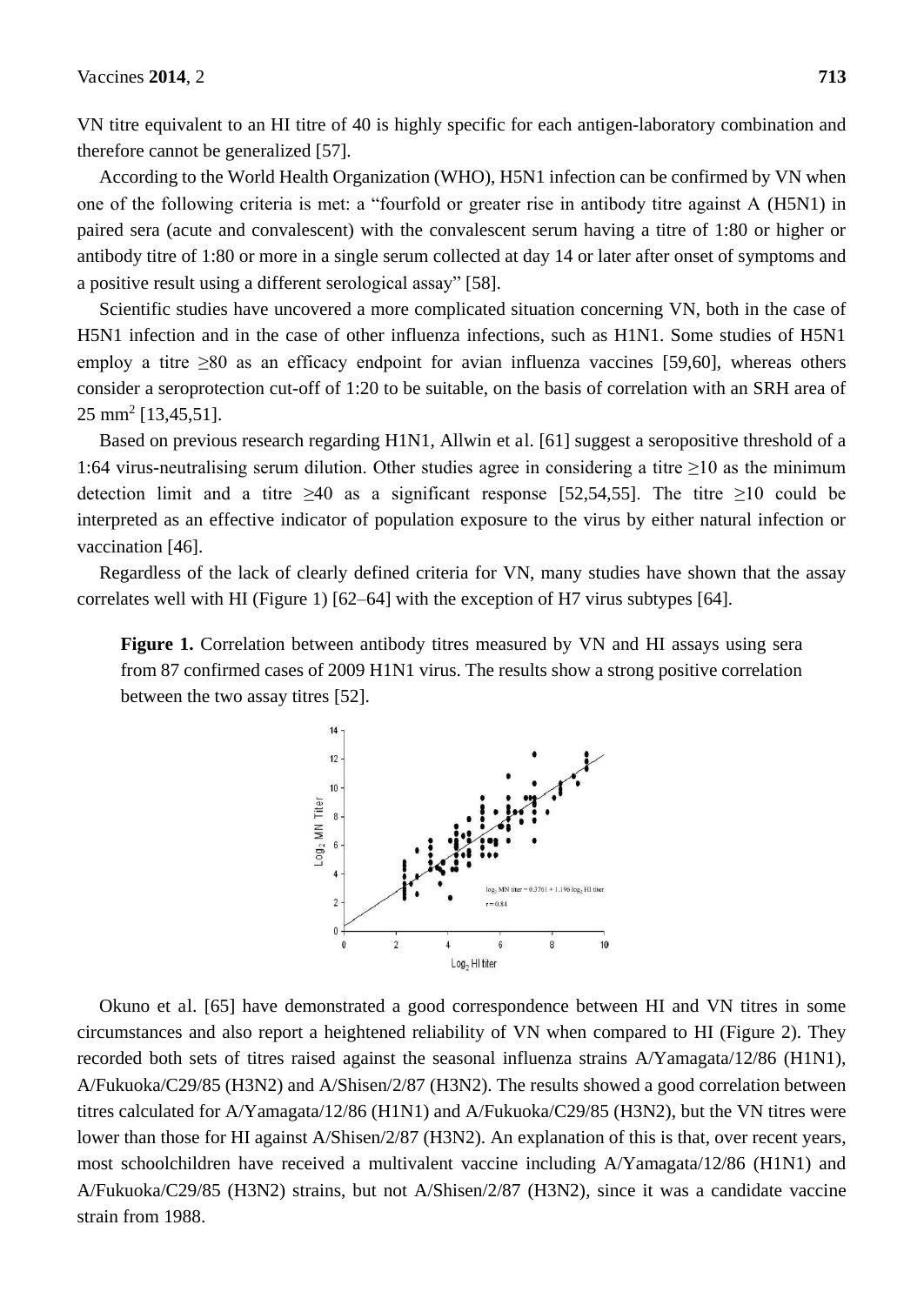VN titre equivalent to an HI titre of 40 is highly specific for each antigen-laboratory combination and therefore cannot be generalized [57].

According to the World Health Organization (WHO), H5N1 infection can be confirmed by VN when one of the following criteria is met: a "fourfold or greater rise in antibody titre against A (H5N1) in paired sera (acute and convalescent) with the convalescent serum having a titre of 1:80 or higher or antibody titre of 1:80 or more in a single serum collected at day 14 or later after onset of symptoms and a positive result using a different serological assay" [58].

Scientific studies have uncovered a more complicated situation concerning VN, both in the case of H5N1 infection and in the case of other influenza infections, such as H1N1. Some studies of H5N1 employ a titre ≥80 as an efficacy endpoint for avian influenza vaccines [59,60], whereas others consider a seroprotection cut-off of 1:20 to be suitable, on the basis of correlation with an SRH area of 25 $mm^2$ [13,45,51].

Based on previous research regarding H1N1, Allwin et al. [61] suggest a seropositive threshold of a 1:64 virus-neutralising serum dilution. Other studies agree in considering a titre ≥10 as the minimum detection limit and a titre ≥40 as a significant response [52,54,55]. The titre ≥10 could be interpreted as an effective indicator of population exposure to the virus by either natural infection or vaccination [46].

Regardless of the lack of clearly defined criteria for VN, many studies have shown that the assay correlates well with HI (Figure 1) [62–64] with the exception of H7 virus subtypes [64].

**Figure 1.** Correlation between antibody titres measured by VN and HI assays using sera from 87 confirmed cases of 2009 H1N1 virus. The results show a strong positive correlation between the two assay titres [52].

Okuno et al. [65] have demonstrated a good correspondence between HI and VN titres in some circumstances and also report a heightened reliability of VN when compared to HI (Figure 2). They recorded both sets of titres raised against the seasonal influenza strains A/Yamagata/12/86 (H1N1), A/Fukuoka/C29/85 (H3N2) and A/Shisen/2/87 (H3N2). The results showed a good correlation between titres calculated for A/Yamagata/12/86 (H1N1) and A/Fukuoka/C29/85 (H3N2), but the VN titres were lower than those for HI against A/Shisen/2/87 (H3N2). An explanation of this is that, over recent years, most schoolchildren have received a multivalent vaccine including A/Yamagata/12/86 (H1N1) and A/Fukuoka/C29/85 (H3N2) strains, but not A/Shisen/2/87 (H3N2), since it was a candidate vaccine strain from 1988.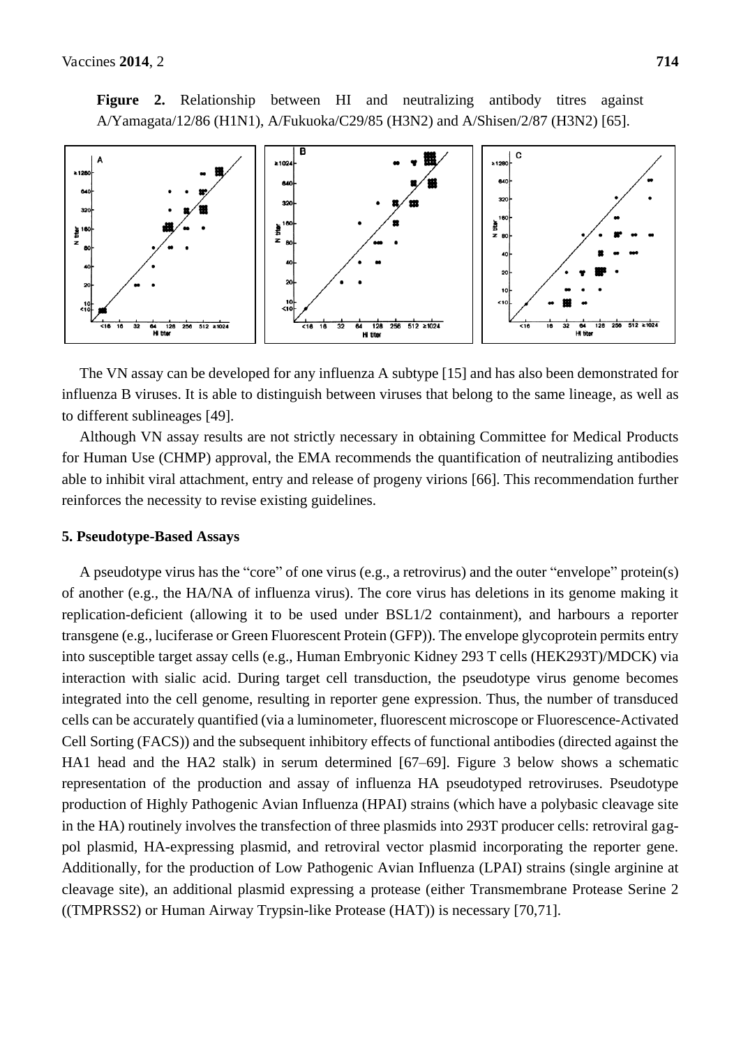**Figure 2.** Relationship between HI and neutralizing antibody titres against A/Yamagata/12/86 (H1N1), A/Fukuoka/C29/85 (H3N2) and A/Shisen/2/87 (H3N2) [65].

The VN assay can be developed for any influenza A subtype [15] and has also been demonstrated for influenza B viruses. It is able to distinguish between viruses that belong to the same lineage, as well as to different sublineages [49].

Although VN assay results are not strictly necessary in obtaining Committee for Medical Products for Human Use (CHMP) approval, the EMA recommends the quantification of neutralizing antibodies able to inhibit viral attachment, entry and release of progeny virions [66]. This recommendation further reinforces the necessity to revise existing guidelines.

## 5. Pseudotype-Based Assays

A pseudotype virus has the "core" of one virus (e.g., a retrovirus) and the outer "envelope" protein(s) of another (e.g., the HA/NA of influenza virus). The core virus has deletions in its genome making it replication-deficient (allowing it to be used under BSL1/2 containment), and harbours a reporter transgene (e.g., luciferase or Green Fluorescent Protein (GFP)). The envelope glycoprotein permits entry into susceptible target assay cells (e.g., Human Embryonic Kidney 293 T cells (HEK293T)/MDCK) via interaction with sialic acid. During target cell transduction, the pseudotype virus genome becomes integrated into the cell genome, resulting in reporter gene expression. Thus, the number of transduced cells can be accurately quantified (via a luminometer, fluorescent microscope or Fluorescence-Activated Cell Sorting (FACS)) and the subsequent inhibitory effects of functional antibodies (directed against the HA1 head and the HA2 stalk) in serum determined [67–69]. Figure 3 below shows a schematic representation of the production and assay of influenza HA pseudotyped retroviruses. Pseudotype production of Highly Pathogenic Avian Influenza (HPAI) strains (which have a polybasic cleavage site in the HA) routinely involves the transfection of three plasmids into 293T producer cells: retroviral gag-pol plasmid, HA-expressing plasmid, and retroviral vector plasmid incorporating the reporter gene. Additionally, for the production of Low Pathogenic Avian Influenza (LPAI) strains (single arginine at cleavage site), an additional plasmid expressing a protease (either Transmembrane Protease Serine 2 ((TMPRSS2) or Human Airway Trypsin-like Protease (HAT)) is necessary [70,71].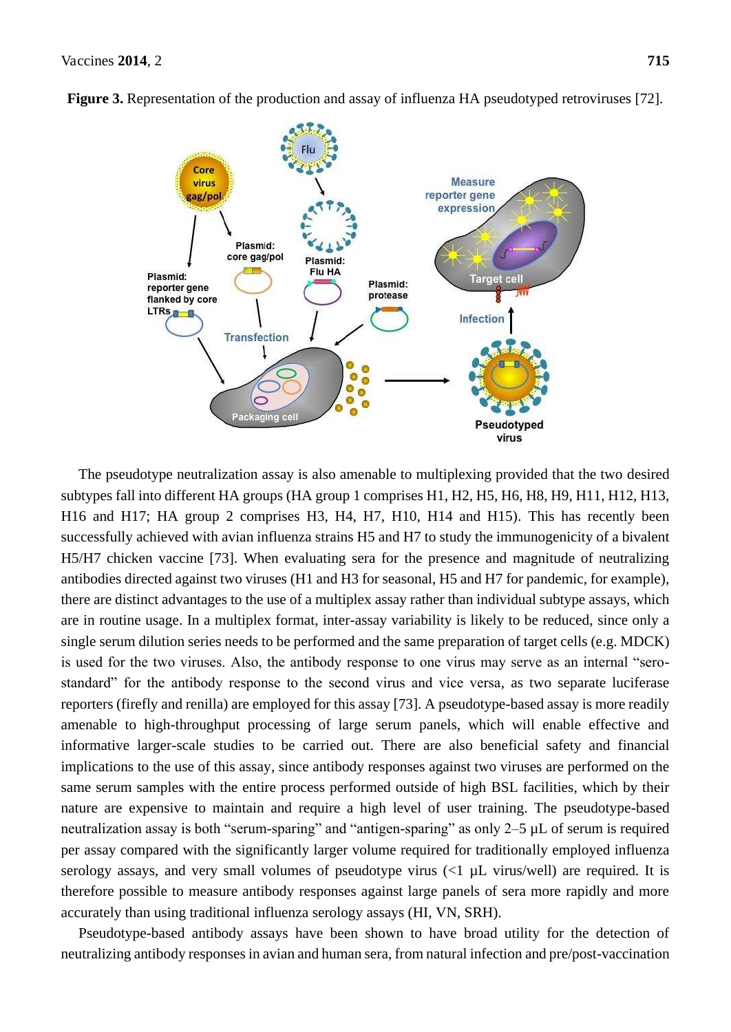**Figure 3.** Representation of the production and assay of influenza HA pseudotyped retroviruses [72].

The pseudotype neutralization assay is also amenable to multiplexing provided that the two desired subtypes fall into different HA groups (HA group 1 comprises H1, H2, H5, H6, H8, H9, H11, H12, H13, H16 and H17; HA group 2 comprises H3, H4, H7, H10, H14 and H15). This has recently been successfully achieved with avian influenza strains H5 and H7 to study the immunogenicity of a bivalent H5/H7 chicken vaccine [73]. When evaluating sera for the presence and magnitude of neutralizing antibodies directed against two viruses (H1 and H3 for seasonal, H5 and H7 for pandemic, for example), there are distinct advantages to the use of a multiplex assay rather than individual subtype assays, which are in routine usage. In a multiplex format, inter-assay variability is likely to be reduced, since only a single serum dilution series needs to be performed and the same preparation of target cells (e.g. MDCK) is used for the two viruses. Also, the antibody response to one virus may serve as an internal "sero-standard" for the antibody response to the second virus and vice versa, as two separate luciferase reporters (firefly and renilla) are employed for this assay [73]. A pseudotype-based assay is more readily amenable to high-throughput processing of large serum panels, which will enable effective and informative larger-scale studies to be carried out. There are also beneficial safety and financial implications to the use of this assay, since antibody responses against two viruses are performed on the same serum samples with the entire process performed outside of high BSL facilities, which by their nature are expensive to maintain and require a high level of user training. The pseudotype-based neutralization assay is both "serum-sparing" and "antigen-sparing" as only 2–5 µL of serum is required per assay compared with the significantly larger volume required for traditionally employed influenza serology assays, and very small volumes of pseudotype virus (<1 µL virus/well) are required. It is therefore possible to measure antibody responses against large panels of sera more rapidly and more accurately than using traditional influenza serology assays (HI, VN, SRH).

Pseudotype-based antibody assays have been shown to have broad utility for the detection of neutralizing antibody responses in avian and human sera, from natural infection and pre/post-vaccination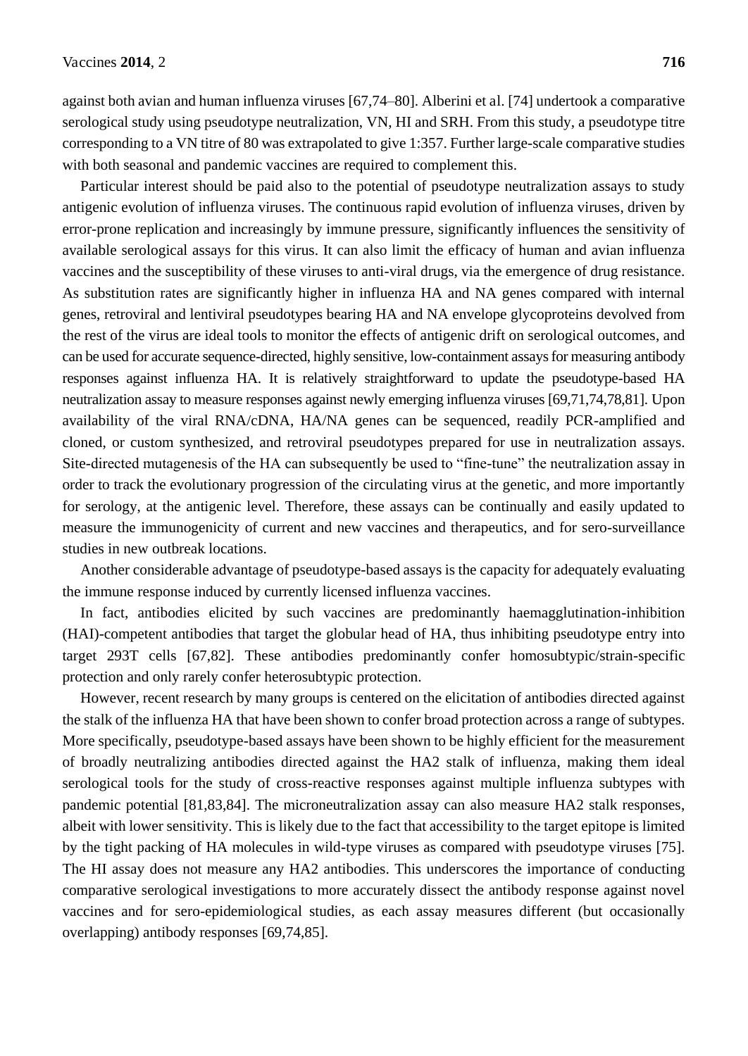against both avian and human influenza viruses [67,74–80]. Alberini et al. [74] undertook a comparative serological study using pseudotype neutralization, VN, HI and SRH. From this study, a pseudotype titre corresponding to a VN titre of 80 was extrapolated to give 1:357. Further large-scale comparative studies with both seasonal and pandemic vaccines are required to complement this.

Particular interest should be paid also to the potential of pseudotype neutralization assays to study antigenic evolution of influenza viruses. The continuous rapid evolution of influenza viruses, driven by error-prone replication and increasingly by immune pressure, significantly influences the sensitivity of available serological assays for this virus. It can also limit the efficacy of human and avian influenza vaccines and the susceptibility of these viruses to anti-viral drugs, via the emergence of drug resistance. As substitution rates are significantly higher in influenza HA and NA genes compared with internal genes, retroviral and lentiviral pseudotypes bearing HA and NA envelope glycoproteins devolved from the rest of the virus are ideal tools to monitor the effects of antigenic drift on serological outcomes, and can be used for accurate sequence-directed, highly sensitive, low-containment assays for measuring antibody responses against influenza HA. It is relatively straightforward to update the pseudotype-based HA neutralization assay to measure responses against newly emerging influenza viruses [69,71,74,78,81]. Upon availability of the viral RNA/cDNA, HA/NA genes can be sequenced, readily PCR-amplified and cloned, or custom synthesized, and retroviral pseudotypes prepared for use in neutralization assays. Site-directed mutagenesis of the HA can subsequently be used to "fine-tune" the neutralization assay in order to track the evolutionary progression of the circulating virus at the genetic, and more importantly for serology, at the antigenic level. Therefore, these assays can be continually and easily updated to measure the immunogenicity of current and new vaccines and therapeutics, and for sero-surveillance studies in new outbreak locations.

Another considerable advantage of pseudotype-based assays is the capacity for adequately evaluating the immune response induced by currently licensed influenza vaccines.

In fact, antibodies elicited by such vaccines are predominantly haemagglutination-inhibition (HAI)-competent antibodies that target the globular head of HA, thus inhibiting pseudotype entry into target 293T cells [67,82]. These antibodies predominantly confer homosubtypic/strain-specific protection and only rarely confer heterosubtypic protection.

However, recent research by many groups is centered on the elicitation of antibodies directed against the stalk of the influenza HA that have been shown to confer broad protection across a range of subtypes. More specifically, pseudotype-based assays have been shown to be highly efficient for the measurement of broadly neutralizing antibodies directed against the HA2 stalk of influenza, making them ideal serological tools for the study of cross-reactive responses against multiple influenza subtypes with pandemic potential [81,83,84]. The microneutralization assay can also measure HA2 stalk responses, albeit with lower sensitivity. This is likely due to the fact that accessibility to the target epitope is limited by the tight packing of HA molecules in wild-type viruses as compared with pseudotype viruses [75]. The HI assay does not measure any HA2 antibodies. This underscores the importance of conducting comparative serological investigations to more accurately dissect the antibody response against novel vaccines and for sero-epidemiological studies, as each assay measures different (but occasionally overlapping) antibody responses [69,74,85].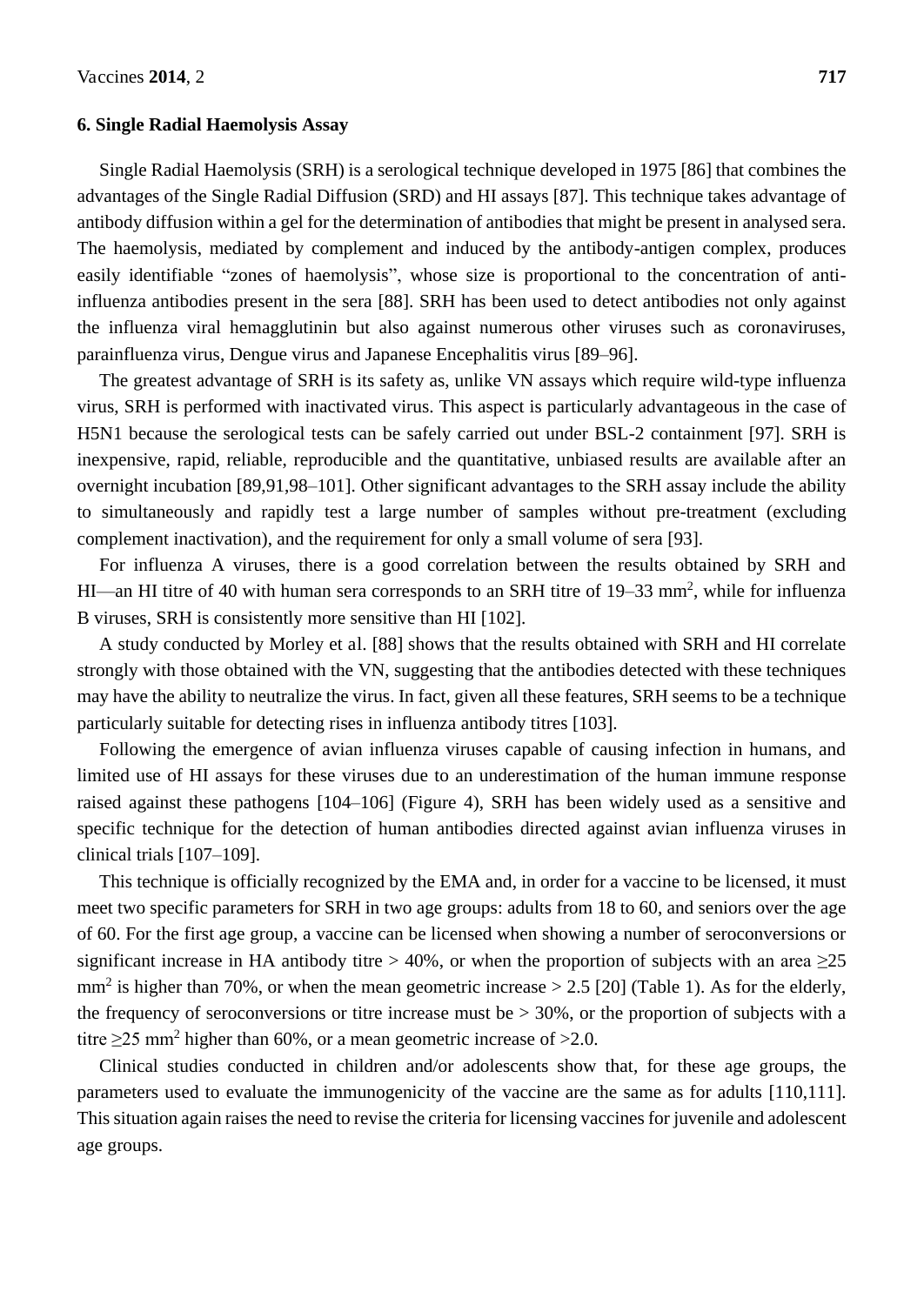## 6. Single Radial Haemolysis Assay

Single Radial Haemolysis (SRH) is a serological technique developed in 1975 [86] that combines the advantages of the Single Radial Diffusion (SRD) and HI assays [87]. This technique takes advantage of antibody diffusion within a gel for the determination of antibodies that might be present in analysed sera. The haemolysis, mediated by complement and induced by the antibody-antigen complex, produces easily identifiable "zones of haemolysis", whose size is proportional to the concentration of anti-influenza antibodies present in the sera [88]. SRH has been used to detect antibodies not only against the influenza viral hemagglutinin but also against numerous other viruses such as coronaviruses, parainfluenza virus, Dengue virus and Japanese Encephalitis virus [89–96].

The greatest advantage of SRH is its safety as, unlike VN assays which require wild-type influenza virus, SRH is performed with inactivated virus. This aspect is particularly advantageous in the case of H5N1 because the serological tests can be safely carried out under BSL-2 containment [97]. SRH is inexpensive, rapid, reliable, reproducible and the quantitative, unbiased results are available after an overnight incubation [89,91,98–101]. Other significant advantages to the SRH assay include the ability to simultaneously and rapidly test a large number of samples without pre-treatment (excluding complement inactivation), and the requirement for only a small volume of sera [93].

For influenza A viruses, there is a good correlation between the results obtained by SRH and HI—an HI titre of 40 with human sera corresponds to an SRH titre of 19–33 $mm^2$, while for influenza B viruses, SRH is consistently more sensitive than HI [102].

A study conducted by Morley et al. [88] shows that the results obtained with SRH and HI correlate strongly with those obtained with the VN, suggesting that the antibodies detected with these techniques may have the ability to neutralize the virus. In fact, given all these features, SRH seems to be a technique particularly suitable for detecting rises in influenza antibody titres [103].

Following the emergence of avian influenza viruses capable of causing infection in humans, and limited use of HI assays for these viruses due to an underestimation of the human immune response raised against these pathogens [104–106] (Figure 4), SRH has been widely used as a sensitive and specific technique for the detection of human antibodies directed against avian influenza viruses in clinical trials [107–109].

This technique is officially recognized by the EMA and, in order for a vaccine to be licensed, it must meet two specific parameters for SRH in two age groups: adults from 18 to 60, and seniors over the age of 60. For the first age group, a vaccine can be licensed when showing a number of seroconversions or significant increase in HA antibody titre > 40%, or when the proportion of subjects with an area $\geq$25 $mm^2$ is higher than 70%, or when the mean geometric increase > 2.5 [20] (Table 1). As for the elderly, the frequency of seroconversions or titre increase must be > 30%, or the proportion of subjects with a titre $\geq$25 $mm^2$ higher than 60%, or a mean geometric increase of >2.0.

Clinical studies conducted in children and/or adolescents show that, for these age groups, the parameters used to evaluate the immunogenicity of the vaccine are the same as for adults [110,111]. This situation again raises the need to revise the criteria for licensing vaccines for juvenile and adolescent age groups.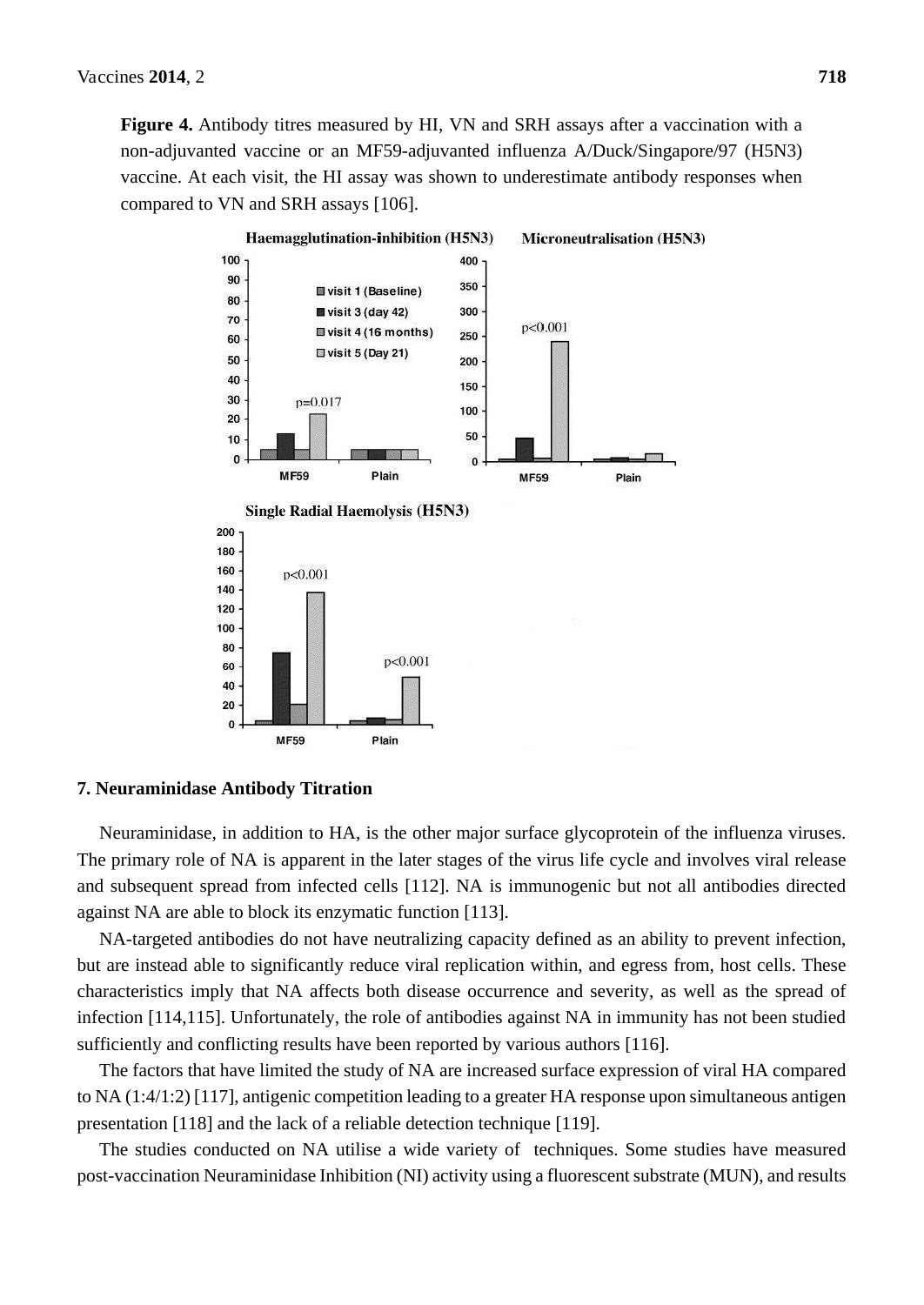**Figure 4.** Antibody titres measured by HI, VN and SRH assays after a vaccination with a non-adjuvanted vaccine or an MF59-adjuvanted influenza A/Duck/Singapore/97 (H5N3) vaccine. At each visit, the HI assay was shown to underestimate antibody responses when compared to VN and SRH assays [106].

## 7. Neuraminidase Antibody Titration

Neuraminidase, in addition to HA, is the other major surface glycoprotein of the influenza viruses. The primary role of NA is apparent in the later stages of the virus life cycle and involves viral release and subsequent spread from infected cells [112]. NA is immunogenic but not all antibodies directed against NA are able to block its enzymatic function [113].

NA-targeted antibodies do not have neutralizing capacity defined as an ability to prevent infection, but are instead able to significantly reduce viral replication within, and egress from, host cells. These characteristics imply that NA affects both disease occurrence and severity, as well as the spread of infection [114,115]. Unfortunately, the role of antibodies against NA in immunity has not been studied sufficiently and conflicting results have been reported by various authors [116].

The factors that have limited the study of NA are increased surface expression of viral HA compared to NA (1:4/1:2) [117], antigenic competition leading to a greater HA response upon simultaneous antigen presentation [118] and the lack of a reliable detection technique [119].

The studies conducted on NA utilise a wide variety of techniques. Some studies have measured post-vaccination Neuraminidase Inhibition (NI) activity using a fluorescent substrate (MUN), and results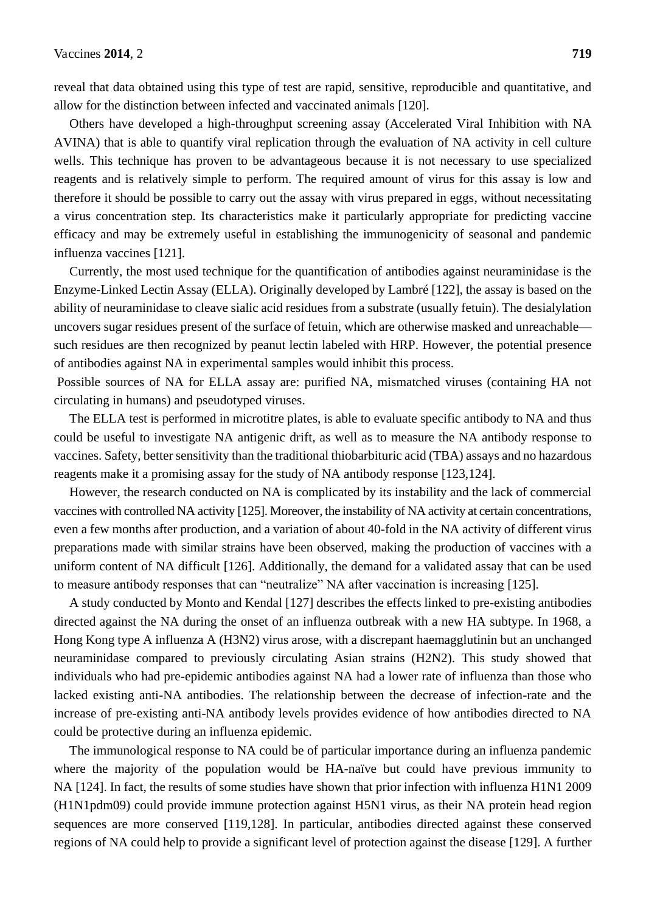reveal that data obtained using this type of test are rapid, sensitive, reproducible and quantitative, and allow for the distinction between infected and vaccinated animals [120].

Others have developed a high-throughput screening assay (Accelerated Viral Inhibition with NA AVINA) that is able to quantify viral replication through the evaluation of NA activity in cell culture wells. This technique has proven to be advantageous because it is not necessary to use specialized reagents and is relatively simple to perform. The required amount of virus for this assay is low and therefore it should be possible to carry out the assay with virus prepared in eggs, without necessitating a virus concentration step. Its characteristics make it particularly appropriate for predicting vaccine efficacy and may be extremely useful in establishing the immunogenicity of seasonal and pandemic influenza vaccines [121].

Currently, the most used technique for the quantification of antibodies against neuraminidase is the Enzyme-Linked Lectin Assay (ELLA). Originally developed by Lambré [122], the assay is based on the ability of neuraminidase to cleave sialic acid residues from a substrate (usually fetuin). The desialylation uncovers sugar residues present of the surface of fetuin, which are otherwise masked and unreachable—such residues are then recognized by peanut lectin labeled with HRP. However, the potential presence of antibodies against NA in experimental samples would inhibit this process.

Possible sources of NA for ELLA assay are: purified NA, mismatched viruses (containing HA not circulating in humans) and pseudotyped viruses.

The ELLA test is performed in microtitre plates, is able to evaluate specific antibody to NA and thus could be useful to investigate NA antigenic drift, as well as to measure the NA antibody response to vaccines. Safety, better sensitivity than the traditional thiobarbituric acid (TBA) assays and no hazardous reagents make it a promising assay for the study of NA antibody response [123,124].

However, the research conducted on NA is complicated by its instability and the lack of commercial vaccines with controlled NA activity [125]. Moreover, the instability of NA activity at certain concentrations, even a few months after production, and a variation of about 40-fold in the NA activity of different virus preparations made with similar strains have been observed, making the production of vaccines with a uniform content of NA difficult [126]. Additionally, the demand for a validated assay that can be used to measure antibody responses that can "neutralize" NA after vaccination is increasing [125].

A study conducted by Monto and Kendal [127] describes the effects linked to pre-existing antibodies directed against the NA during the onset of an influenza outbreak with a new HA subtype. In 1968, a Hong Kong type A influenza A (H3N2) virus arose, with a discrepant haemagglutinin but an unchanged neuraminidase compared to previously circulating Asian strains (H2N2). This study showed that individuals who had pre-epidemic antibodies against NA had a lower rate of influenza than those who lacked existing anti-NA antibodies. The relationship between the decrease of infection-rate and the increase of pre-existing anti-NA antibody levels provides evidence of how antibodies directed to NA could be protective during an influenza epidemic.

The immunological response to NA could be of particular importance during an influenza pandemic where the majority of the population would be HA-naïve but could have previous immunity to NA [124]. In fact, the results of some studies have shown that prior infection with influenza H1N1 2009 (H1N1pdm09) could provide immune protection against H5N1 virus, as their NA protein head region sequences are more conserved [119,128]. In particular, antibodies directed against these conserved regions of NA could help to provide a significant level of protection against the disease [129]. A further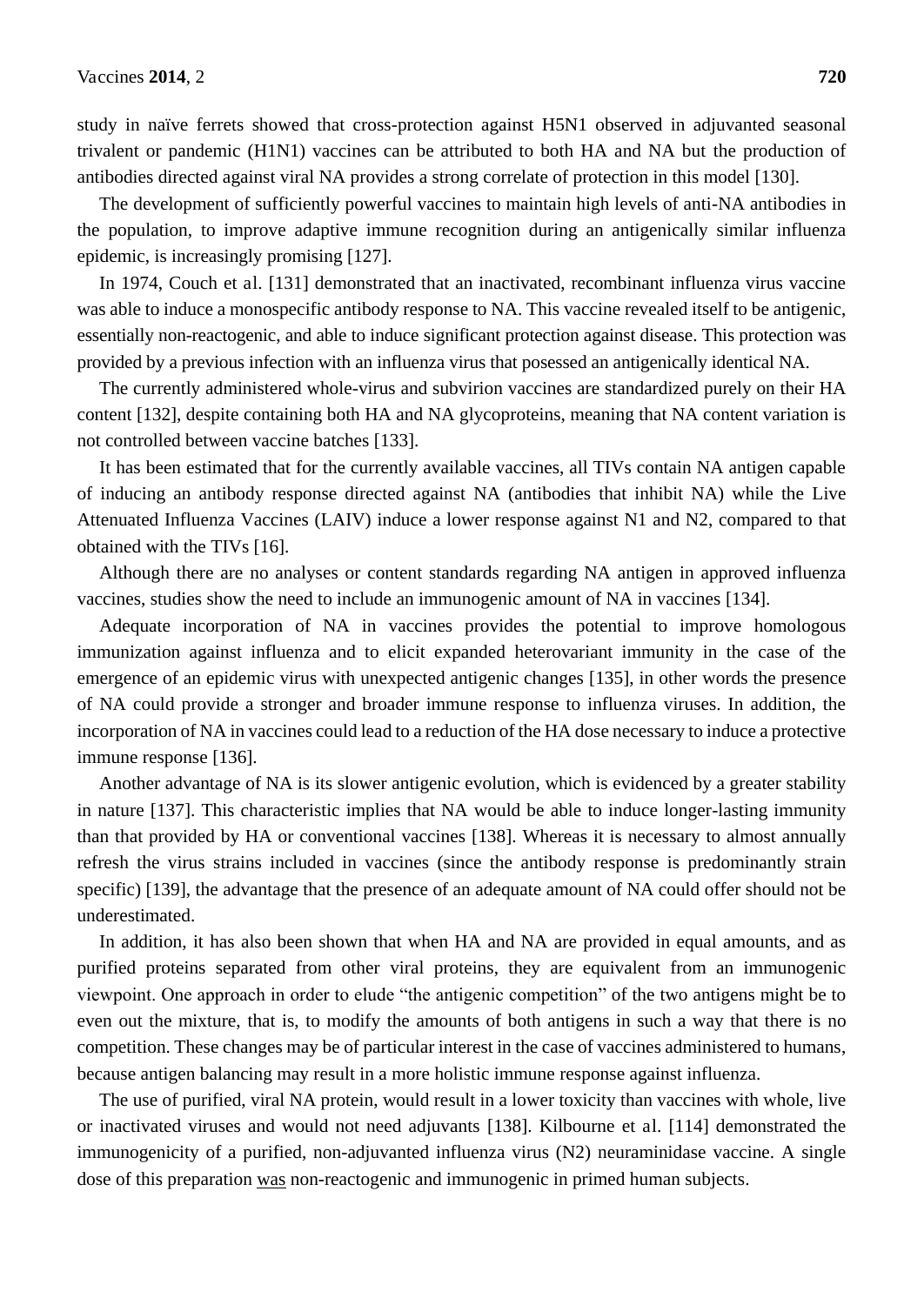study in naïve ferrets showed that cross-protection against H5N1 observed in adjuvanted seasonal trivalent or pandemic (H1N1) vaccines can be attributed to both HA and NA but the production of antibodies directed against viral NA provides a strong correlate of protection in this model [130].

The development of sufficiently powerful vaccines to maintain high levels of anti-NA antibodies in the population, to improve adaptive immune recognition during an antigenically similar influenza epidemic, is increasingly promising [127].

In 1974, Couch et al. [131] demonstrated that an inactivated, recombinant influenza virus vaccine was able to induce a monospecific antibody response to NA. This vaccine revealed itself to be antigenic, essentially non-reactogenic, and able to induce significant protection against disease. This protection was provided by a previous infection with an influenza virus that posessed an antigenically identical NA.

The currently administered whole-virus and subvirion vaccines are standardized purely on their HA content [132], despite containing both HA and NA glycoproteins, meaning that NA content variation is not controlled between vaccine batches [133].

It has been estimated that for the currently available vaccines, all TIVs contain NA antigen capable of inducing an antibody response directed against NA (antibodies that inhibit NA) while the Live Attenuated Influenza Vaccines (LAIV) induce a lower response against N1 and N2, compared to that obtained with the TIVs [16].

Although there are no analyses or content standards regarding NA antigen in approved influenza vaccines, studies show the need to include an immunogenic amount of NA in vaccines [134].

Adequate incorporation of NA in vaccines provides the potential to improve homologous immunization against influenza and to elicit expanded heterovariant immunity in the case of the emergence of an epidemic virus with unexpected antigenic changes [135], in other words the presence of NA could provide a stronger and broader immune response to influenza viruses. In addition, the incorporation of NA in vaccines could lead to a reduction of the HA dose necessary to induce a protective immune response [136].

Another advantage of NA is its slower antigenic evolution, which is evidenced by a greater stability in nature [137]. This characteristic implies that NA would be able to induce longer-lasting immunity than that provided by HA or conventional vaccines [138]. Whereas it is necessary to almost annually refresh the virus strains included in vaccines (since the antibody response is predominantly strain specific) [139], the advantage that the presence of an adequate amount of NA could offer should not be underestimated.

In addition, it has also been shown that when HA and NA are provided in equal amounts, and as purified proteins separated from other viral proteins, they are equivalent from an immunogenic viewpoint. One approach in order to elude "the antigenic competition" of the two antigens might be to even out the mixture, that is, to modify the amounts of both antigens in such a way that there is no competition. These changes may be of particular interest in the case of vaccines administered to humans, because antigen balancing may result in a more holistic immune response against influenza.

The use of purified, viral NA protein, would result in a lower toxicity than vaccines with whole, live or inactivated viruses and would not need adjuvants [138]. Kilbourne et al. [114] demonstrated the immunogenicity of a purified, non-adjuvanted influenza virus (N2) neuraminidase vaccine. A single dose of this preparation was non-reactogenic and immunogenic in primed human subjects.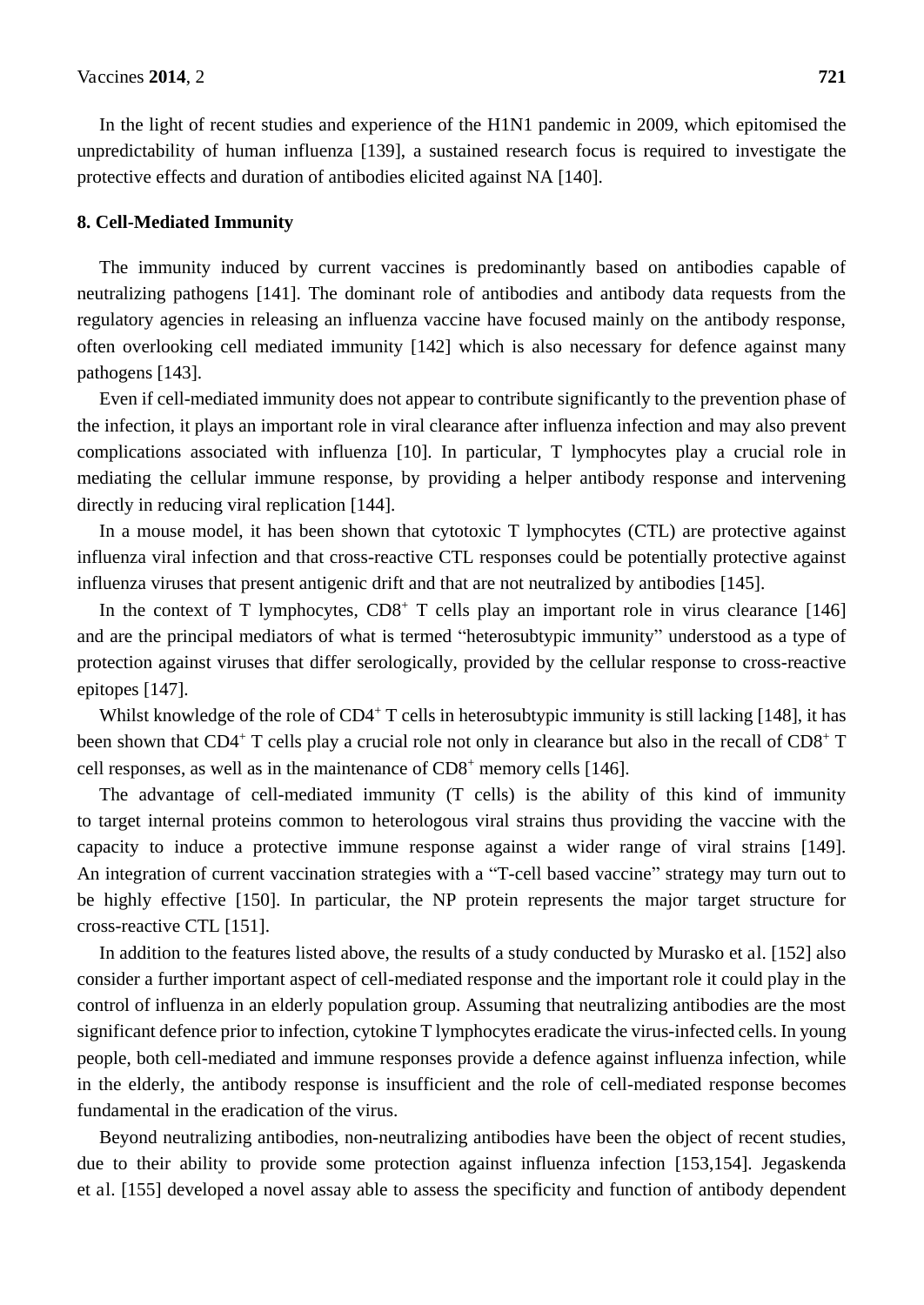In the light of recent studies and experience of the H1N1 pandemic in 2009, which epitomised the unpredictability of human influenza [139], a sustained research focus is required to investigate the protective effects and duration of antibodies elicited against NA [140].

## 8. Cell-Mediated Immunity

The immunity induced by current vaccines is predominantly based on antibodies capable of neutralizing pathogens [141]. The dominant role of antibodies and antibody data requests from the regulatory agencies in releasing an influenza vaccine have focused mainly on the antibody response, often overlooking cell mediated immunity [142] which is also necessary for defence against many pathogens [143].

Even if cell-mediated immunity does not appear to contribute significantly to the prevention phase of the infection, it plays an important role in viral clearance after influenza infection and may also prevent complications associated with influenza [10]. In particular, T lymphocytes play a crucial role in mediating the cellular immune response, by providing a helper antibody response and intervening directly in reducing viral replication [144].

In a mouse model, it has been shown that cytotoxic T lymphocytes (CTL) are protective against influenza viral infection and that cross-reactive CTL responses could be potentially protective against influenza viruses that present antigenic drift and that are not neutralized by antibodies [145].

In the context of T lymphocytes, $CD8^+$ T cells play an important role in virus clearance [146] and are the principal mediators of what is termed "heterosubtypic immunity" understood as a type of protection against viruses that differ serologically, provided by the cellular response to cross-reactive epitopes [147].

Whilst knowledge of the role of $CD4^+$ T cells in heterosubtypic immunity is still lacking [148], it has been shown that $CD4^+$ T cells play a crucial role not only in clearance but also in the recall of $CD8^+$ T cell responses, as well as in the maintenance of $CD8^+$ memory cells [146].

The advantage of cell-mediated immunity (T cells) is the ability of this kind of immunity to target internal proteins common to heterologous viral strains thus providing the vaccine with the capacity to induce a protective immune response against a wider range of viral strains [149]. An integration of current vaccination strategies with a "T-cell based vaccine" strategy may turn out to be highly effective [150]. In particular, the NP protein represents the major target structure for cross-reactive CTL [151].

In addition to the features listed above, the results of a study conducted by Murasko et al. [152] also consider a further important aspect of cell-mediated response and the important role it could play in the control of influenza in an elderly population group. Assuming that neutralizing antibodies are the most significant defence prior to infection, cytokine T lymphocytes eradicate the virus-infected cells. In young people, both cell-mediated and immune responses provide a defence against influenza infection, while in the elderly, the antibody response is insufficient and the role of cell-mediated response becomes fundamental in the eradication of the virus.

Beyond neutralizing antibodies, non-neutralizing antibodies have been the object of recent studies, due to their ability to provide some protection against influenza infection [153,154]. Jegaskenda et al. [155] developed a novel assay able to assess the specificity and function of antibody dependent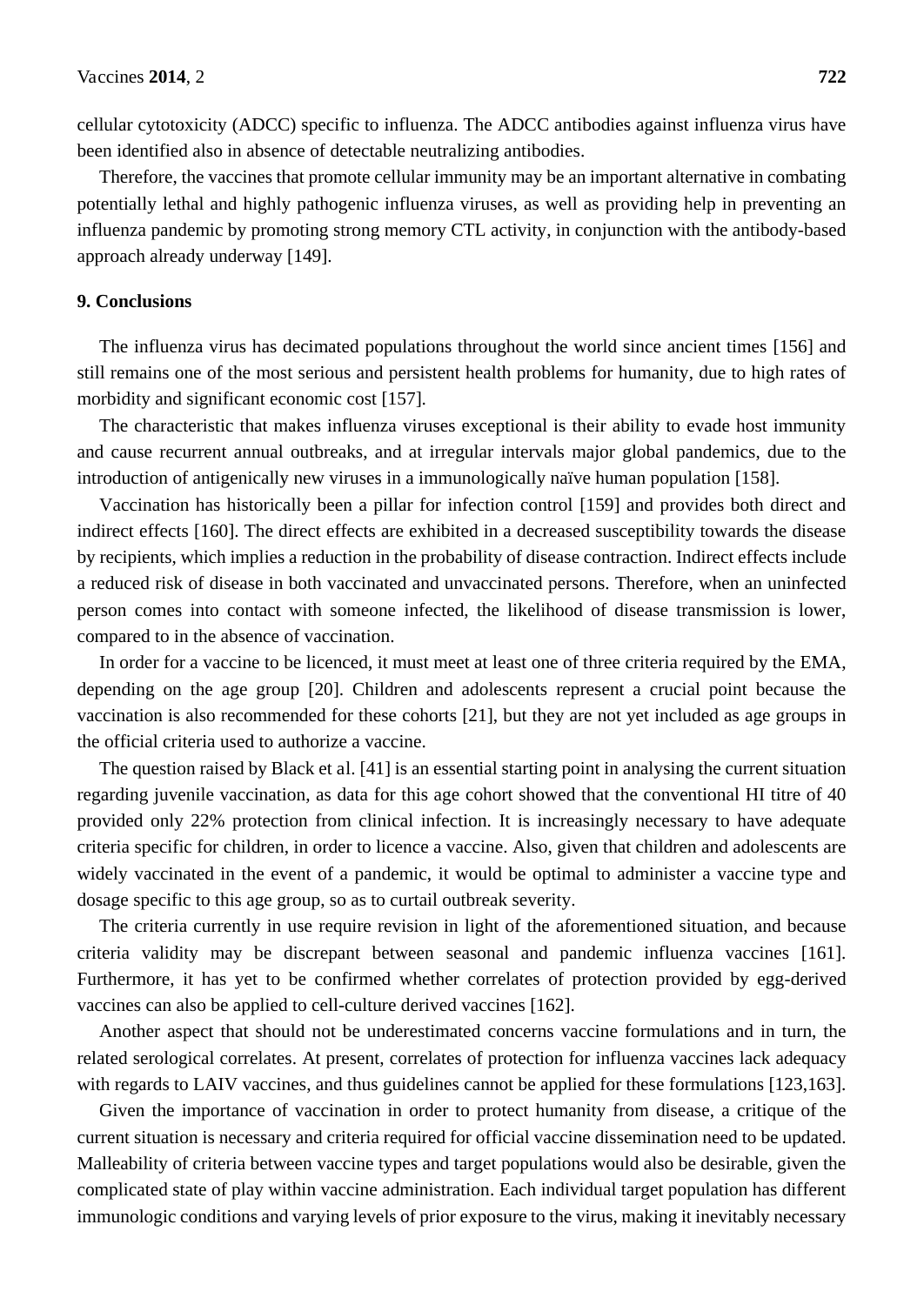cellular cytotoxicity (ADCC) specific to influenza. The ADCC antibodies against influenza virus have been identified also in absence of detectable neutralizing antibodies.

Therefore, the vaccines that promote cellular immunity may be an important alternative in combating potentially lethal and highly pathogenic influenza viruses, as well as providing help in preventing an influenza pandemic by promoting strong memory CTL activity, in conjunction with the antibody-based approach already underway [149].

## 9. Conclusions

The influenza virus has decimated populations throughout the world since ancient times [156] and still remains one of the most serious and persistent health problems for humanity, due to high rates of morbidity and significant economic cost [157].

The characteristic that makes influenza viruses exceptional is their ability to evade host immunity and cause recurrent annual outbreaks, and at irregular intervals major global pandemics, due to the introduction of antigenically new viruses in a immunologically naïve human population [158].

Vaccination has historically been a pillar for infection control [159] and provides both direct and indirect effects [160]. The direct effects are exhibited in a decreased susceptibility towards the disease by recipients, which implies a reduction in the probability of disease contraction. Indirect effects include a reduced risk of disease in both vaccinated and unvaccinated persons. Therefore, when an uninfected person comes into contact with someone infected, the likelihood of disease transmission is lower, compared to in the absence of vaccination.

In order for a vaccine to be licenced, it must meet at least one of three criteria required by the EMA, depending on the age group [20]. Children and adolescents represent a crucial point because the vaccination is also recommended for these cohorts [21], but they are not yet included as age groups in the official criteria used to authorize a vaccine.

The question raised by Black et al. [41] is an essential starting point in analysing the current situation regarding juvenile vaccination, as data for this age cohort showed that the conventional HI titre of 40 provided only 22% protection from clinical infection. It is increasingly necessary to have adequate criteria specific for children, in order to licence a vaccine. Also, given that children and adolescents are widely vaccinated in the event of a pandemic, it would be optimal to administer a vaccine type and dosage specific to this age group, so as to curtail outbreak severity.

The criteria currently in use require revision in light of the aforementioned situation, and because criteria validity may be discrepant between seasonal and pandemic influenza vaccines [161]. Furthermore, it has yet to be confirmed whether correlates of protection provided by egg-derived vaccines can also be applied to cell-culture derived vaccines [162].

Another aspect that should not be underestimated concerns vaccine formulations and in turn, the related serological correlates. At present, correlates of protection for influenza vaccines lack adequacy with regards to LAIV vaccines, and thus guidelines cannot be applied for these formulations [123,163].

Given the importance of vaccination in order to protect humanity from disease, a critique of the current situation is necessary and criteria required for official vaccine dissemination need to be updated. Malleability of criteria between vaccine types and target populations would also be desirable, given the complicated state of play within vaccine administration. Each individual target population has different immunologic conditions and varying levels of prior exposure to the virus, making it inevitably necessary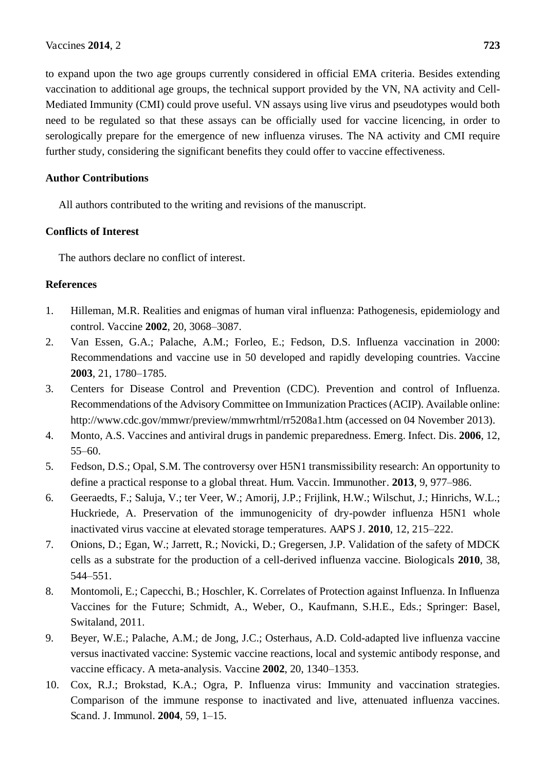to expand upon the two age groups currently considered in official EMA criteria. Besides extending vaccination to additional age groups, the technical support provided by the VN, NA activity and Cell-Mediated Immunity (CMI) could prove useful. VN assays using live virus and pseudotypes would both need to be regulated so that these assays can be officially used for vaccine licencing, in order to serologically prepare for the emergence of new influenza viruses. The NA activity and CMI require further study, considering the significant benefits they could offer to vaccine effectiveness.

## Author Contributions

All authors contributed to the writing and revisions of the manuscript.

## Conflicts of Interest

The authors declare no conflict of interest.

## References

1. Hilleman, M.R. Realities and enigmas of human viral influenza: Pathogenesis, epidemiology and control. Vaccine **2002**, 20, 3068–3087.
2. Van Essen, G.A.; Palache, A.M.; Forleo, E.; Fedson, D.S. Influenza vaccination in 2000: Recommendations and vaccine use in 50 developed and rapidly developing countries. Vaccine **2003**, 21, 1780–1785.
3. Centers for Disease Control and Prevention (CDC). Prevention and control of Influenza. Recommendations of the Advisory Committee on Immunization Practices (ACIP). Available online: http://www.cdc.gov/mmwr/preview/mmwrhtml/rr5208a1.htm (accessed on 04 November 2013).
4. Monto, A.S. Vaccines and antiviral drugs in pandemic preparedness. Emerg. Infect. Dis. **2006**, 12, 55–60.
5. Fedson, D.S.; Opal, S.M. The controversy over H5N1 transmissibility research: An opportunity to define a practical response to a global threat. Hum. Vaccin. Immunother. **2013**, 9, 977–986.
6. Geeraedts, F.; Saluja, V.; ter Veer, W.; Amorij, J.P.; Frijlink, H.W.; Wilschut, J.; Hinrichs, W.L.; Huckriede, A. Preservation of the immunogenicity of dry-powder influenza H5N1 whole inactivated virus vaccine at elevated storage temperatures. AAPS J. **2010**, 12, 215–222.
7. Onions, D.; Egan, W.; Jarrett, R.; Novicki, D.; Gregersen, J.P. Validation of the safety of MDCK cells as a substrate for the production of a cell-derived influenza vaccine. Biologicals **2010**, 38, 544–551.
8. Montomoli, E.; Capecchi, B.; Hoschler, K. Correlates of Protection against Influenza. In Influenza Vaccines for the Future; Schmidt, A., Weber, O., Kaufmann, S.H.E., Eds.; Springer: Basel, Switaland, 2011.
9. Beyer, W.E.; Palache, A.M.; de Jong, J.C.; Osterhaus, A.D. Cold-adapted live influenza vaccine versus inactivated vaccine: Systemic vaccine reactions, local and systemic antibody response, and vaccine efficacy. A meta-analysis. Vaccine **2002**, 20, 1340–1353.
10. Cox, R.J.; Brokstad, K.A.; Ogra, P. Influenza virus: Immunity and vaccination strategies. Comparison of the immune response to inactivated and live, attenuated influenza vaccines. Scand. J. Immunol. **2004**, 59, 1–15.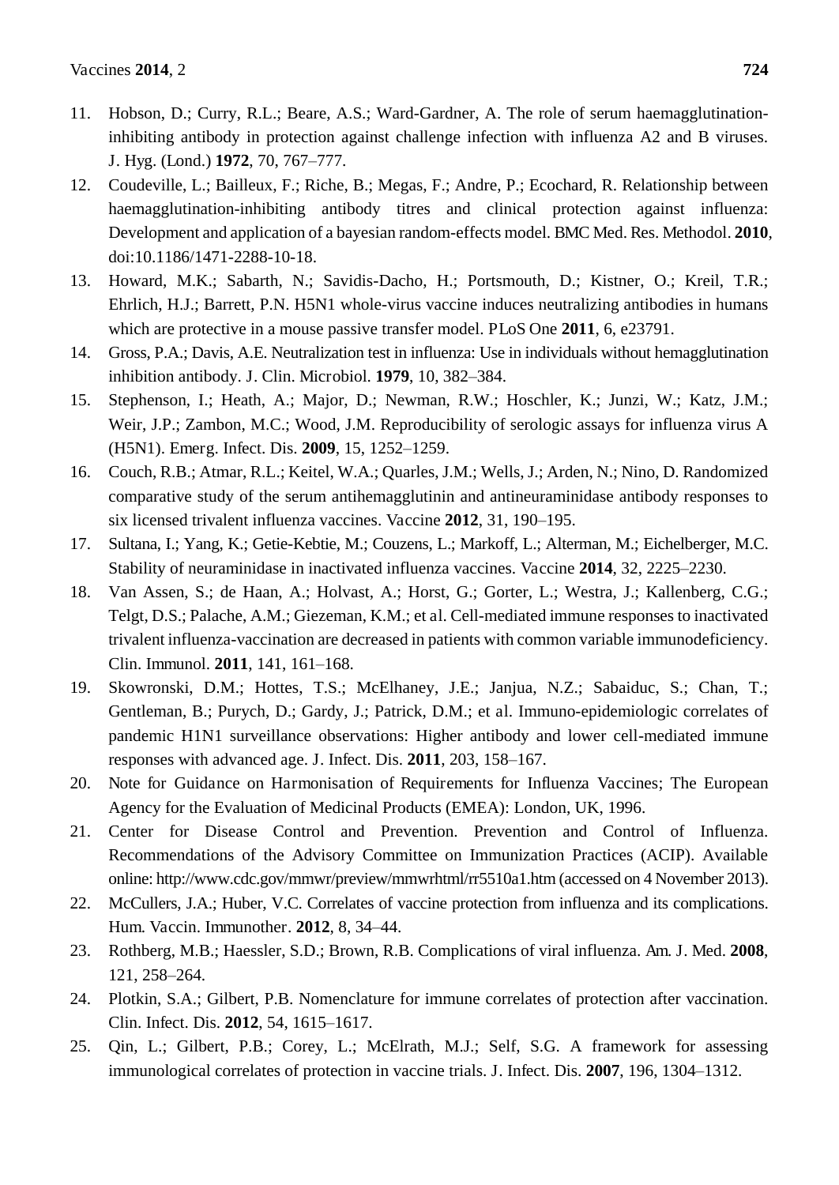11. Hobson, D.; Curry, R.L.; Beare, A.S.; Ward-Gardner, A. The role of serum haemagglutination-inhibiting antibody in protection against challenge infection with influenza A2 and B viruses. J. Hyg. (Lond.) **1972**, 70, 767–777.
12. Coudeville, L.; Bailleux, F.; Riche, B.; Megas, F.; Andre, P.; Ecochard, R. Relationship between haemagglutination-inhibiting antibody titres and clinical protection against influenza: Development and application of a bayesian random-effects model. BMC Med. Res. Methodol. **2010**, doi:10.1186/1471-2288-10-18.
13. Howard, M.K.; Sabarth, N.; Savidis-Dacho, H.; Portsmouth, D.; Kistner, O.; Kreil, T.R.; Ehrlich, H.J.; Barrett, P.N. H5N1 whole-virus vaccine induces neutralizing antibodies in humans which are protective in a mouse passive transfer model. PLoS One **2011**, 6, e23791.
14. Gross, P.A.; Davis, A.E. Neutralization test in influenza: Use in individuals without hemagglutination inhibition antibody. J. Clin. Microbiol. **1979**, 10, 382–384.
15. Stephenson, I.; Heath, A.; Major, D.; Newman, R.W.; Hoschler, K.; Junzi, W.; Katz, J.M.; Weir, J.P.; Zambon, M.C.; Wood, J.M. Reproducibility of serologic assays for influenza virus A (H5N1). Emerg. Infect. Dis. **2009**, 15, 1252–1259.
16. Couch, R.B.; Atmar, R.L.; Keitel, W.A.; Quarles, J.M.; Wells, J.; Arden, N.; Nino, D. Randomized comparative study of the serum antihemagglutinin and antineuraminidase antibody responses to six licensed trivalent influenza vaccines. Vaccine **2012**, 31, 190–195.
17. Sultana, I.; Yang, K.; Getie-Kebtie, M.; Couzens, L.; Markoff, L.; Alterman, M.; Eichelberger, M.C. Stability of neuraminidase in inactivated influenza vaccines. Vaccine **2014**, 32, 2225–2230.
18. Van Assen, S.; de Haan, A.; Holvast, A.; Horst, G.; Gorter, L.; Westra, J.; Kallenberg, C.G.; Telgt, D.S.; Palache, A.M.; Giezeman, K.M.; et al. Cell-mediated immune responses to inactivated trivalent influenza-vaccination are decreased in patients with common variable immunodeficiency. Clin. Immunol. **2011**, 141, 161–168.
19. Skowronski, D.M.; Hottes, T.S.; McElhaney, J.E.; Janjua, N.Z.; Sabaiduc, S.; Chan, T.; Gentleman, B.; Purych, D.; Gardy, J.; Patrick, D.M.; et al. Immuno-epidemiologic correlates of pandemic H1N1 surveillance observations: Higher antibody and lower cell-mediated immune responses with advanced age. J. Infect. Dis. **2011**, 203, 158–167.
20. Note for Guidance on Harmonisation of Requirements for Influenza Vaccines; The European Agency for the Evaluation of Medicinal Products (EMEA): London, UK, 1996.
21. Center for Disease Control and Prevention. Prevention and Control of Influenza. Recommendations of the Advisory Committee on Immunization Practices (ACIP). Available online: http://www.cdc.gov/mmwr/preview/mmwrhtml/rr5510a1.htm (accessed on 4 November 2013).
22. McCullers, J.A.; Huber, V.C. Correlates of vaccine protection from influenza and its complications. Hum. Vaccin. Immunother. **2012**, 8, 34–44.
23. Rothberg, M.B.; Haessler, S.D.; Brown, R.B. Complications of viral influenza. Am. J. Med. **2008**, 121, 258–264.
24. Plotkin, S.A.; Gilbert, P.B. Nomenclature for immune correlates of protection after vaccination. Clin. Infect. Dis. **2012**, 54, 1615–1617.
25. Qin, L.; Gilbert, P.B.; Corey, L.; McElrath, M.J.; Self, S.G. A framework for assessing immunological correlates of protection in vaccine trials. J. Infect. Dis. **2007**, 196, 1304–1312.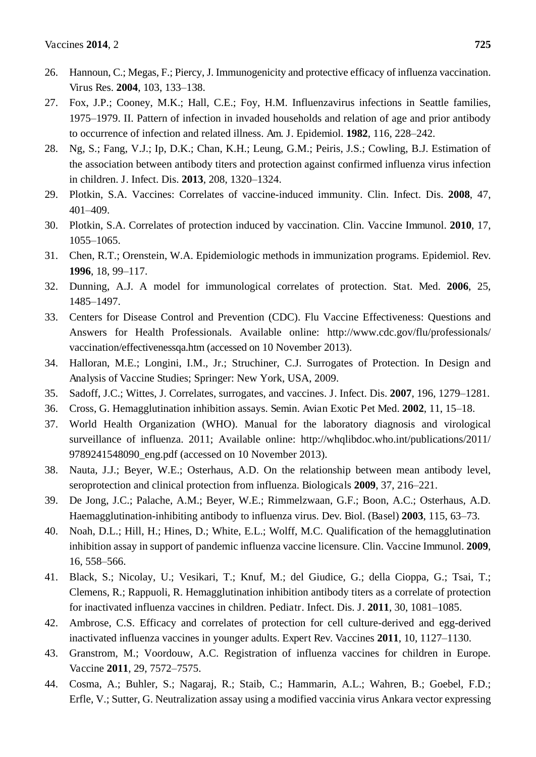26. Hannoun, C.; Megas, F.; Piercy, J. Immunogenicity and protective efficacy of influenza vaccination. Virus Res. **2004**, 103, 133–138.
27. Fox, J.P.; Cooney, M.K.; Hall, C.E.; Foy, H.M. Influenzavirus infections in Seattle families, 1975–1979. II. Pattern of infection in invaded households and relation of age and prior antibody to occurrence of infection and related illness. Am. J. Epidemiol. **1982**, 116, 228–242.
28. Ng, S.; Fang, V.J.; Ip, D.K.; Chan, K.H.; Leung, G.M.; Peiris, J.S.; Cowling, B.J. Estimation of the association between antibody titers and protection against confirmed influenza virus infection in children. J. Infect. Dis. **2013**, 208, 1320–1324.
29. Plotkin, S.A. Vaccines: Correlates of vaccine-induced immunity. Clin. Infect. Dis. **2008**, 47, 401–409.
30. Plotkin, S.A. Correlates of protection induced by vaccination. Clin. Vaccine Immunol. **2010**, 17, 1055–1065.
31. Chen, R.T.; Orenstein, W.A. Epidemiologic methods in immunization programs. Epidemiol. Rev. **1996**, 18, 99–117.
32. Dunning, A.J. A model for immunological correlates of protection. Stat. Med. **2006**, 25, 1485–1497.
33. Centers for Disease Control and Prevention (CDC). Flu Vaccine Effectiveness: Questions and Answers for Health Professionals. Available online: http://www.cdc.gov/flu/professionals/vaccination/effectivenessqa.htm (accessed on 10 November 2013).
34. Halloran, M.E.; Longini, I.M., Jr.; Struchiner, C.J. Surrogates of Protection. In Design and Analysis of Vaccine Studies; Springer: New York, USA, 2009.
35. Sadoff, J.C.; Wittes, J. Correlates, surrogates, and vaccines. J. Infect. Dis. **2007**, 196, 1279–1281.
36. Cross, G. Hemagglutination inhibition assays. Semin. Avian Exotic Pet Med. **2002**, 11, 15–18.
37. World Health Organization (WHO). Manual for the laboratory diagnosis and virological surveillance of influenza. 2011; Available online: http://whqlibdoc.who.int/publications/2011/9789241548090_eng.pdf (accessed on 10 November 2013).
38. Nauta, J.J.; Beyer, W.E.; Osterhaus, A.D. On the relationship between mean antibody level, seroprotection and clinical protection from influenza. Biologicals **2009**, 37, 216–221.
39. De Jong, J.C.; Palache, A.M.; Beyer, W.E.; Rimmelzwaan, G.F.; Boon, A.C.; Osterhaus, A.D. Haemagglutination-inhibiting antibody to influenza virus. Dev. Biol. (Basel) **2003**, 115, 63–73.
40. Noah, D.L.; Hill, H.; Hines, D.; White, E.L.; Wolff, M.C. Qualification of the hemagglutination inhibition assay in support of pandemic influenza vaccine licensure. Clin. Vaccine Immunol. **2009**, 16, 558–566.
41. Black, S.; Nicolay, U.; Vesikari, T.; Knuf, M.; del Giudice, G.; della Cioppa, G.; Tsai, T.; Clemens, R.; Rappuoli, R. Hemagglutination inhibition antibody titers as a correlate of protection for inactivated influenza vaccines in children. Pediatr. Infect. Dis. J. **2011**, 30, 1081–1085.
42. Ambrose, C.S. Efficacy and correlates of protection for cell culture-derived and egg-derived inactivated influenza vaccines in younger adults. Expert Rev. Vaccines **2011**, 10, 1127–1130.
43. Granstrom, M.; Voordouw, A.C. Registration of influenza vaccines for children in Europe. Vaccine **2011**, 29, 7572–7575.
44. Cosma, A.; Buhler, S.; Nagaraj, R.; Staib, C.; Hammarin, A.L.; Wahren, B.; Goebel, F.D.; Erfle, V.; Sutter, G. Neutralization assay using a modified vaccinia virus Ankara vector expressing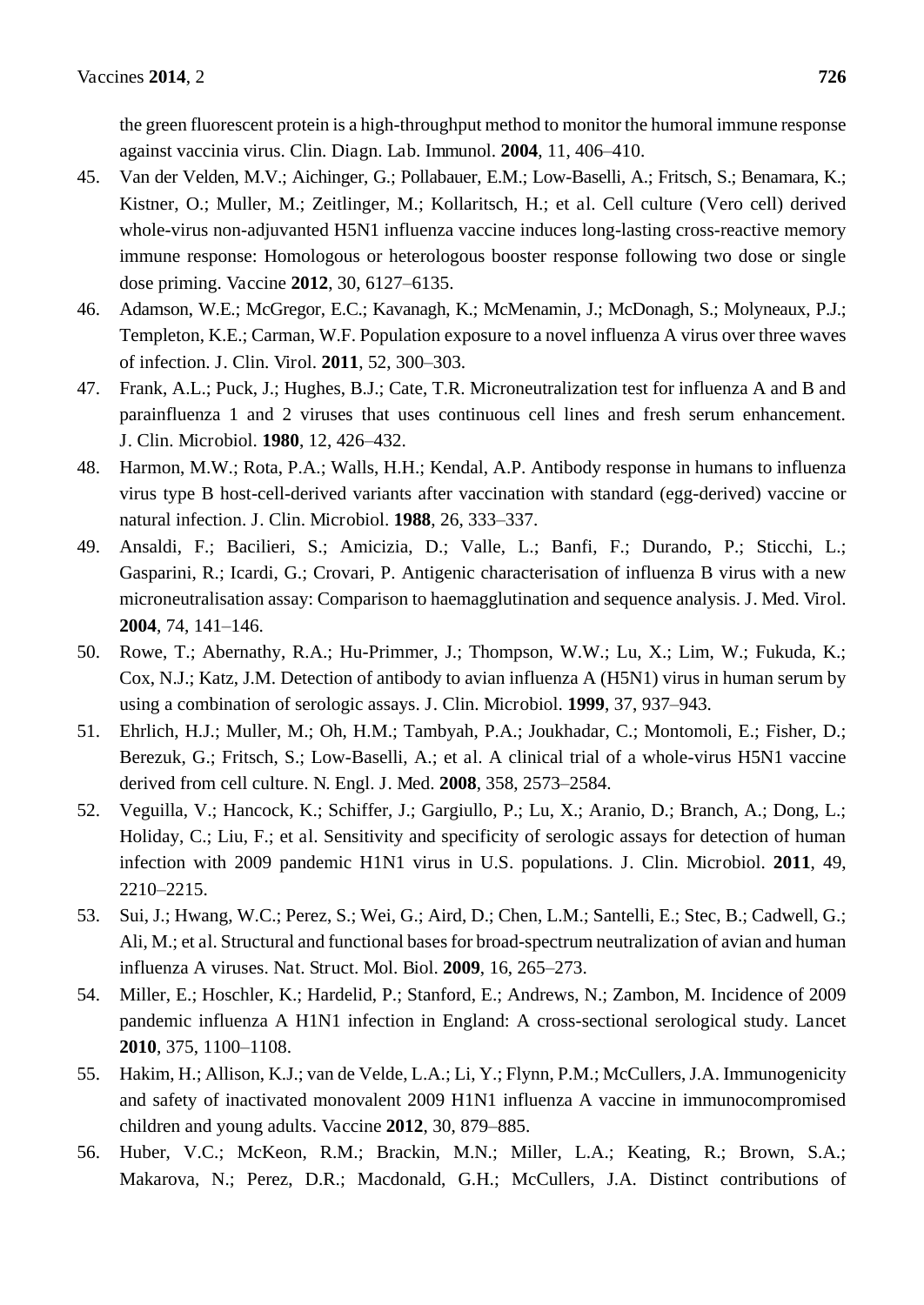the green fluorescent protein is a high-throughput method to monitor the humoral immune response against vaccinia virus. Clin. Diagn. Lab. Immunol. **2004**, 11, 406–410.

45. Van der Velden, M.V.; Aichinger, G.; Pollabauer, E.M.; Low-Baselli, A.; Fritsch, S.; Benamara, K.; Kistner, O.; Muller, M.; Zeitlinger, M.; Kollaritsch, H.; et al. Cell culture (Vero cell) derived whole-virus non-adjuvanted H5N1 influenza vaccine induces long-lasting cross-reactive memory immune response: Homologous or heterologous booster response following two dose or single dose priming. Vaccine **2012**, 30, 6127–6135.
46. Adamson, W.E.; McGregor, E.C.; Kavanagh, K.; McMenamin, J.; McDonagh, S.; Molyneaux, P.J.; Templeton, K.E.; Carman, W.F. Population exposure to a novel influenza A virus over three waves of infection. J. Clin. Virol. **2011**, 52, 300–303.
47. Frank, A.L.; Puck, J.; Hughes, B.J.; Cate, T.R. Microneutralization test for influenza A and B and parainfluenza 1 and 2 viruses that uses continuous cell lines and fresh serum enhancement. J. Clin. Microbiol. **1980**, 12, 426–432.
48. Harmon, M.W.; Rota, P.A.; Walls, H.H.; Kendal, A.P. Antibody response in humans to influenza virus type B host-cell-derived variants after vaccination with standard (egg-derived) vaccine or natural infection. J. Clin. Microbiol. **1988**, 26, 333–337.
49. Ansaldi, F.; Bacilieri, S.; Amicizia, D.; Valle, L.; Banfi, F.; Durando, P.; Sticchi, L.; Gasparini, R.; Icardi, G.; Crovari, P. Antigenic characterisation of influenza B virus with a new microneutralisation assay: Comparison to haemagglutination and sequence analysis. J. Med. Virol. **2004**, 74, 141–146.
50. Rowe, T.; Abernathy, R.A.; Hu-Primmer, J.; Thompson, W.W.; Lu, X.; Lim, W.; Fukuda, K.; Cox, N.J.; Katz, J.M. Detection of antibody to avian influenza A (H5N1) virus in human serum by using a combination of serologic assays. J. Clin. Microbiol. **1999**, 37, 937–943.
51. Ehrlich, H.J.; Muller, M.; Oh, H.M.; Tambyah, P.A.; Joukhadar, C.; Montomoli, E.; Fisher, D.; Berezuk, G.; Fritsch, S.; Low-Baselli, A.; et al. A clinical trial of a whole-virus H5N1 vaccine derived from cell culture. N. Engl. J. Med. **2008**, 358, 2573–2584.
52. Veguilla, V.; Hancock, K.; Schiffer, J.; Gargiullo, P.; Lu, X.; Aranio, D.; Branch, A.; Dong, L.; Holiday, C.; Liu, F.; et al. Sensitivity and specificity of serologic assays for detection of human infection with 2009 pandemic H1N1 virus in U.S. populations. J. Clin. Microbiol. **2011**, 49, 2210–2215.
53. Sui, J.; Hwang, W.C.; Perez, S.; Wei, G.; Aird, D.; Chen, L.M.; Santelli, E.; Stec, B.; Cadwell, G.; Ali, M.; et al. Structural and functional bases for broad-spectrum neutralization of avian and human influenza A viruses. Nat. Struct. Mol. Biol. **2009**, 16, 265–273.
54. Miller, E.; Hoschler, K.; Hardelid, P.; Stanford, E.; Andrews, N.; Zambon, M. Incidence of 2009 pandemic influenza A H1N1 infection in England: A cross-sectional serological study. Lancet **2010**, 375, 1100–1108.
55. Hakim, H.; Allison, K.J.; van de Velde, L.A.; Li, Y.; Flynn, P.M.; McCullers, J.A. Immunogenicity and safety of inactivated monovalent 2009 H1N1 influenza A vaccine in immunocompromised children and young adults. Vaccine **2012**, 30, 879–885.
56. Huber, V.C.; McKeon, R.M.; Brackin, M.N.; Miller, L.A.; Keating, R.; Brown, S.A.; Makarova, N.; Perez, D.R.; Macdonald, G.H.; McCullers, J.A. Distinct contributions of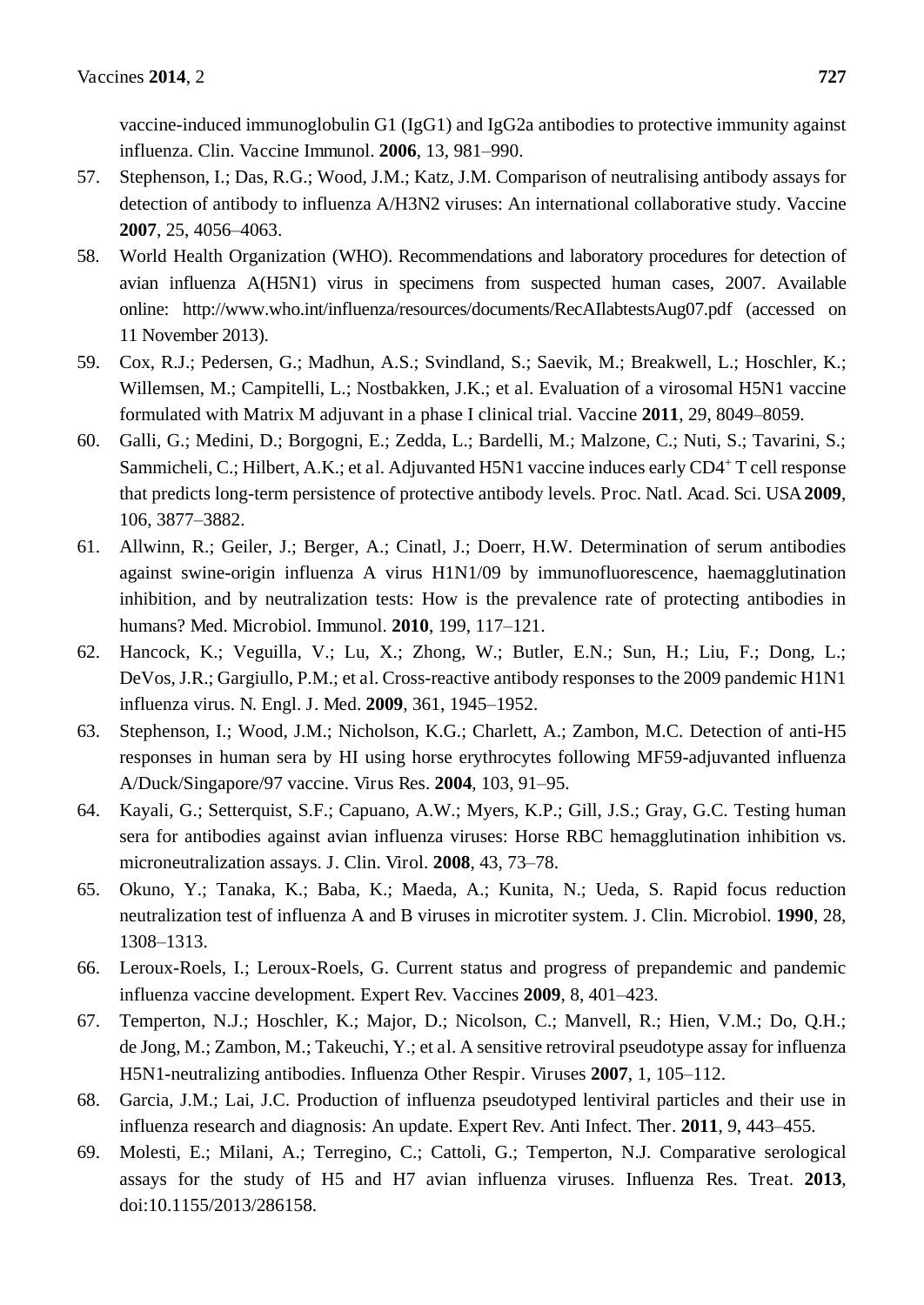vaccine-induced immunoglobulin G1 (IgG1) and IgG2a antibodies to protective immunity against influenza. Clin. Vaccine Immunol. **2006**, 13, 981–990.

57. Stephenson, I.; Das, R.G.; Wood, J.M.; Katz, J.M. Comparison of neutralising antibody assays for detection of antibody to influenza A/H3N2 viruses: An international collaborative study. Vaccine **2007**, 25, 4056–4063.
58. World Health Organization (WHO). Recommendations and laboratory procedures for detection of avian influenza A(H5N1) virus in specimens from suspected human cases, 2007. Available online: http://www.who.int/influenza/resources/documents/RecAIlabtestsAug07.pdf (accessed on 11 November 2013).
59. Cox, R.J.; Pedersen, G.; Madhun, A.S.; Svindland, S.; Saevik, M.; Breakwell, L.; Hoschler, K.; Willemsen, M.; Campitelli, L.; Nostbakken, J.K.; et al. Evaluation of a virosomal H5N1 vaccine formulated with Matrix M adjuvant in a phase I clinical trial. Vaccine **2011**, 29, 8049–8059.
60. Galli, G.; Medini, D.; Borgogni, E.; Zedda, L.; Bardelli, M.; Malzone, C.; Nuti, S.; Tavarini, S.; Sammicheli, C.; Hilbert, A.K.; et al. Adjuvanted H5N1 vaccine induces early $CD4^+$ T cell response that predicts long-term persistence of protective antibody levels. Proc. Natl. Acad. Sci. USA **2009**, 106, 3877–3882.
61. Allwinn, R.; Geiler, J.; Berger, A.; Cinatl, J.; Doerr, H.W. Determination of serum antibodies against swine-origin influenza A virus H1N1/09 by immunofluorescence, haemagglutination inhibition, and by neutralization tests: How is the prevalence rate of protecting antibodies in humans? Med. Microbiol. Immunol. **2010**, 199, 117–121.
62. Hancock, K.; Veguilla, V.; Lu, X.; Zhong, W.; Butler, E.N.; Sun, H.; Liu, F.; Dong, L.; DeVos, J.R.; Gargiullo, P.M.; et al. Cross-reactive antibody responses to the 2009 pandemic H1N1 influenza virus. N. Engl. J. Med. **2009**, 361, 1945–1952.
63. Stephenson, I.; Wood, J.M.; Nicholson, K.G.; Charlett, A.; Zambon, M.C. Detection of anti-H5 responses in human sera by HI using horse erythrocytes following MF59-adjuvanted influenza A/Duck/Singapore/97 vaccine. Virus Res. **2004**, 103, 91–95.
64. Kayali, G.; Setterquist, S.F.; Capuano, A.W.; Myers, K.P.; Gill, J.S.; Gray, G.C. Testing human sera for antibodies against avian influenza viruses: Horse RBC hemagglutination inhibition vs. microneutralization assays. J. Clin. Virol. **2008**, 43, 73–78.
65. Okuno, Y.; Tanaka, K.; Baba, K.; Maeda, A.; Kunita, N.; Ueda, S. Rapid focus reduction neutralization test of influenza A and B viruses in microtiter system. J. Clin. Microbiol. **1990**, 28, 1308–1313.
66. Leroux-Roels, I.; Leroux-Roels, G. Current status and progress of prepandemic and pandemic influenza vaccine development. Expert Rev. Vaccines **2009**, 8, 401–423.
67. Temperton, N.J.; Hoschler, K.; Major, D.; Nicolson, C.; Manvell, R.; Hien, V.M.; Do, Q.H.; de Jong, M.; Zambon, M.; Takeuchi, Y.; et al. A sensitive retroviral pseudotype assay for influenza H5N1-neutralizing antibodies. Influenza Other Respir. Viruses **2007**, 1, 105–112.
68. Garcia, J.M.; Lai, J.C. Production of influenza pseudotyped lentiviral particles and their use in influenza research and diagnosis: An update. Expert Rev. Anti Infect. Ther. **2011**, 9, 443–455.
69. Molesti, E.; Milani, A.; Terregino, C.; Cattoli, G.; Temperton, N.J. Comparative serological assays for the study of H5 and H7 avian influenza viruses. Influenza Res. Treat. **2013**, doi:10.1155/2013/286158.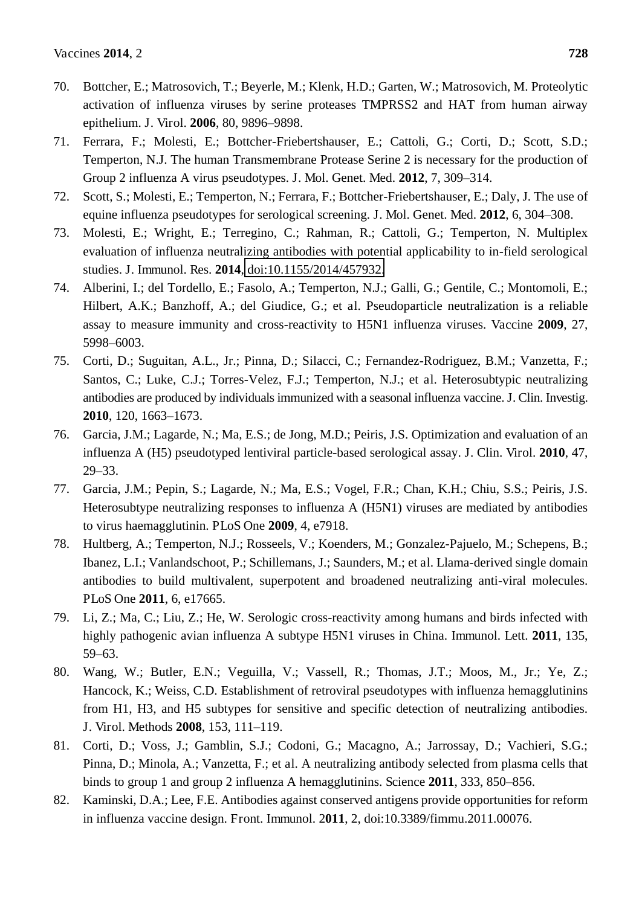70. Bottcher, E.; Matrosovich, T.; Beyerle, M.; Klenk, H.D.; Garten, W.; Matrosovich, M. Proteolytic activation of influenza viruses by serine proteases TMPRSS2 and HAT from human airway epithelium. J. Virol. **2006**, 80, 9896–9898.
71. Ferrara, F.; Molesti, E.; Bottcher-Friebertshauser, E.; Cattoli, G.; Corti, D.; Scott, S.D.; Temperton, N.J. The human Transmembrane Protease Serine 2 is necessary for the production of Group 2 influenza A virus pseudotypes. J. Mol. Genet. Med. **2012**, 7, 309–314.
72. Scott, S.; Molesti, E.; Temperton, N.; Ferrara, F.; Bottcher-Friebertshauser, E.; Daly, J. The use of equine influenza pseudotypes for serological screening. J. Mol. Genet. Med. **2012**, 6, 304–308.
73. Molesti, E.; Wright, E.; Terregino, C.; Rahman, R.; Cattoli, G.; Temperton, N. Multiplex evaluation of influenza neutralizing antibodies with potential applicability to in-field serological studies. J. Immunol. Res. **2014**, doi:10.1155/2014/457932.
74. Alberini, I.; del Tordello, E.; Fasolo, A.; Temperton, N.J.; Galli, G.; Gentile, C.; Montomoli, E.; Hilbert, A.K.; Banzhoff, A.; del Giudice, G.; et al. Pseudoparticle neutralization is a reliable assay to measure immunity and cross-reactivity to H5N1 influenza viruses. Vaccine **2009**, 27, 5998–6003.
75. Corti, D.; Suguitan, A.L., Jr.; Pinna, D.; Silacci, C.; Fernandez-Rodriguez, B.M.; Vanzetta, F.; Santos, C.; Luke, C.J.; Torres-Velez, F.J.; Temperton, N.J.; et al. Heterosubtypic neutralizing antibodies are produced by individuals immunized with a seasonal influenza vaccine. J. Clin. Investig. **2010**, 120, 1663–1673.
76. Garcia, J.M.; Lagarde, N.; Ma, E.S.; de Jong, M.D.; Peiris, J.S. Optimization and evaluation of an influenza A (H5) pseudotyped lentiviral particle-based serological assay. J. Clin. Virol. **2010**, 47, 29–33.
77. Garcia, J.M.; Pepin, S.; Lagarde, N.; Ma, E.S.; Vogel, F.R.; Chan, K.H.; Chiu, S.S.; Peiris, J.S. Heterosubtype neutralizing responses to influenza A (H5N1) viruses are mediated by antibodies to virus haemagglutinin. PLoS One **2009**, 4, e7918.
78. Hultberg, A.; Temperton, N.J.; Rosseels, V.; Koenders, M.; Gonzalez-Pajuelo, M.; Schepens, B.; Ibanez, L.I.; Vanlandschoot, P.; Schillemans, J.; Saunders, M.; et al. Llama-derived single domain antibodies to build multivalent, superpotent and broadened neutralizing anti-viral molecules. PLoS One **2011**, 6, e17665.
79. Li, Z.; Ma, C.; Liu, Z.; He, W. Serologic cross-reactivity among humans and birds infected with highly pathogenic avian influenza A subtype H5N1 viruses in China. Immunol. Lett. **2011**, 135, 59–63.
80. Wang, W.; Butler, E.N.; Veguilla, V.; Vassell, R.; Thomas, J.T.; Moos, M., Jr.; Ye, Z.; Hancock, K.; Weiss, C.D. Establishment of retroviral pseudotypes with influenza hemagglutinins from H1, H3, and H5 subtypes for sensitive and specific detection of neutralizing antibodies. J. Virol. Methods **2008**, 153, 111–119.
81. Corti, D.; Voss, J.; Gamblin, S.J.; Codoni, G.; Macagno, A.; Jarrossay, D.; Vachieri, S.G.; Pinna, D.; Minola, A.; Vanzetta, F.; et al. A neutralizing antibody selected from plasma cells that binds to group 1 and group 2 influenza A hemagglutinins. Science **2011**, 333, 850–856.
82. Kaminski, D.A.; Lee, F.E. Antibodies against conserved antigens provide opportunities for reform in influenza vaccine design. Front. Immunol. 2**011**, 2, doi:10.3389/fimmu.2011.00076.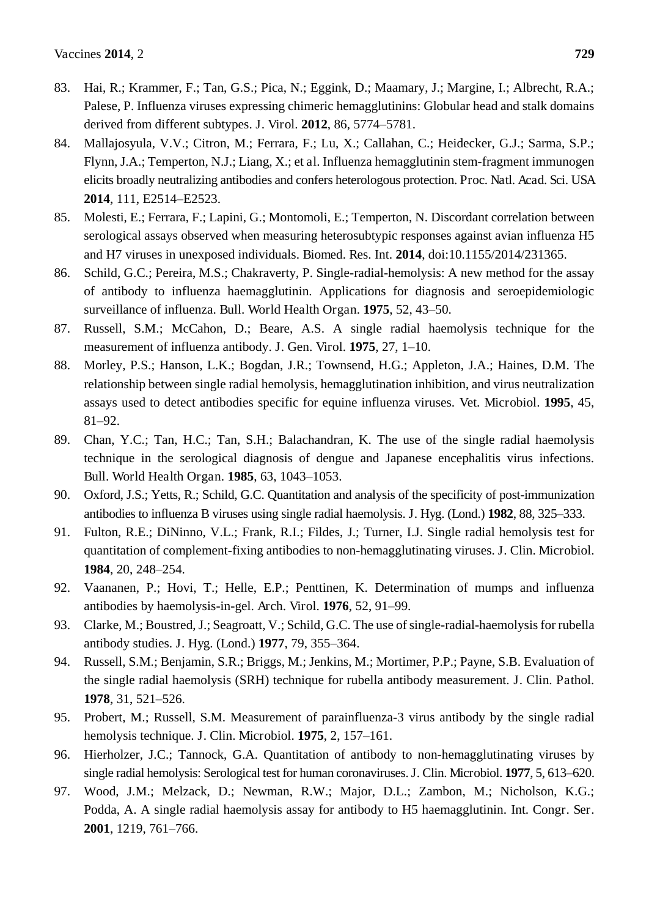83. Hai, R.; Krammer, F.; Tan, G.S.; Pica, N.; Eggink, D.; Maamary, J.; Margine, I.; Albrecht, R.A.; Palese, P. Influenza viruses expressing chimeric hemagglutinins: Globular head and stalk domains derived from different subtypes. J. Virol. **2012**, 86, 5774–5781.
84. Mallajosyula, V.V.; Citron, M.; Ferrara, F.; Lu, X.; Callahan, C.; Heidecker, G.J.; Sarma, S.P.; Flynn, J.A.; Temperton, N.J.; Liang, X.; et al. Influenza hemagglutinin stem-fragment immunogen elicits broadly neutralizing antibodies and confers heterologous protection. Proc. Natl. Acad. Sci. USA **2014**, 111, E2514–E2523.
85. Molesti, E.; Ferrara, F.; Lapini, G.; Montomoli, E.; Temperton, N. Discordant correlation between serological assays observed when measuring heterosubtypic responses against avian influenza H5 and H7 viruses in unexposed individuals. Biomed. Res. Int. **2014**, doi:10.1155/2014/231365.
86. Schild, G.C.; Pereira, M.S.; Chakraverty, P. Single-radial-hemolysis: A new method for the assay of antibody to influenza haemagglutinin. Applications for diagnosis and seroepidemiologic surveillance of influenza. Bull. World Health Organ. **1975**, 52, 43–50.
87. Russell, S.M.; McCahon, D.; Beare, A.S. A single radial haemolysis technique for the measurement of influenza antibody. J. Gen. Virol. **1975**, 27, 1–10.
88. Morley, P.S.; Hanson, L.K.; Bogdan, J.R.; Townsend, H.G.; Appleton, J.A.; Haines, D.M. The relationship between single radial hemolysis, hemagglutination inhibition, and virus neutralization assays used to detect antibodies specific for equine influenza viruses. Vet. Microbiol. **1995**, 45, 81–92.
89. Chan, Y.C.; Tan, H.C.; Tan, S.H.; Balachandran, K. The use of the single radial haemolysis technique in the serological diagnosis of dengue and Japanese encephalitis virus infections. Bull. World Health Organ. **1985**, 63, 1043–1053.
90. Oxford, J.S.; Yetts, R.; Schild, G.C. Quantitation and analysis of the specificity of post-immunization antibodies to influenza B viruses using single radial haemolysis. J. Hyg. (Lond.) **1982**, 88, 325–333.
91. Fulton, R.E.; DiNinno, V.L.; Frank, R.I.; Fildes, J.; Turner, I.J. Single radial hemolysis test for quantitation of complement-fixing antibodies to non-hemagglutinating viruses. J. Clin. Microbiol. **1984**, 20, 248–254.
92. Vaananen, P.; Hovi, T.; Helle, E.P.; Penttinen, K. Determination of mumps and influenza antibodies by haemolysis-in-gel. Arch. Virol. **1976**, 52, 91–99.
93. Clarke, M.; Boustred, J.; Seagroatt, V.; Schild, G.C. The use of single-radial-haemolysis for rubella antibody studies. J. Hyg. (Lond.) **1977**, 79, 355–364.
94. Russell, S.M.; Benjamin, S.R.; Briggs, M.; Jenkins, M.; Mortimer, P.P.; Payne, S.B. Evaluation of the single radial haemolysis (SRH) technique for rubella antibody measurement. J. Clin. Pathol. **1978**, 31, 521–526.
95. Probert, M.; Russell, S.M. Measurement of parainfluenza-3 virus antibody by the single radial hemolysis technique. J. Clin. Microbiol. **1975**, 2, 157–161.
96. Hierholzer, J.C.; Tannock, G.A. Quantitation of antibody to non-hemagglutinating viruses by single radial hemolysis: Serological test for human coronaviruses. J. Clin. Microbiol. **1977**, 5, 613–620.
97. Wood, J.M.; Melzack, D.; Newman, R.W.; Major, D.L.; Zambon, M.; Nicholson, K.G.; Podda, A. A single radial haemolysis assay for antibody to H5 haemagglutinin. Int. Congr. Ser. **2001**, 1219, 761–766.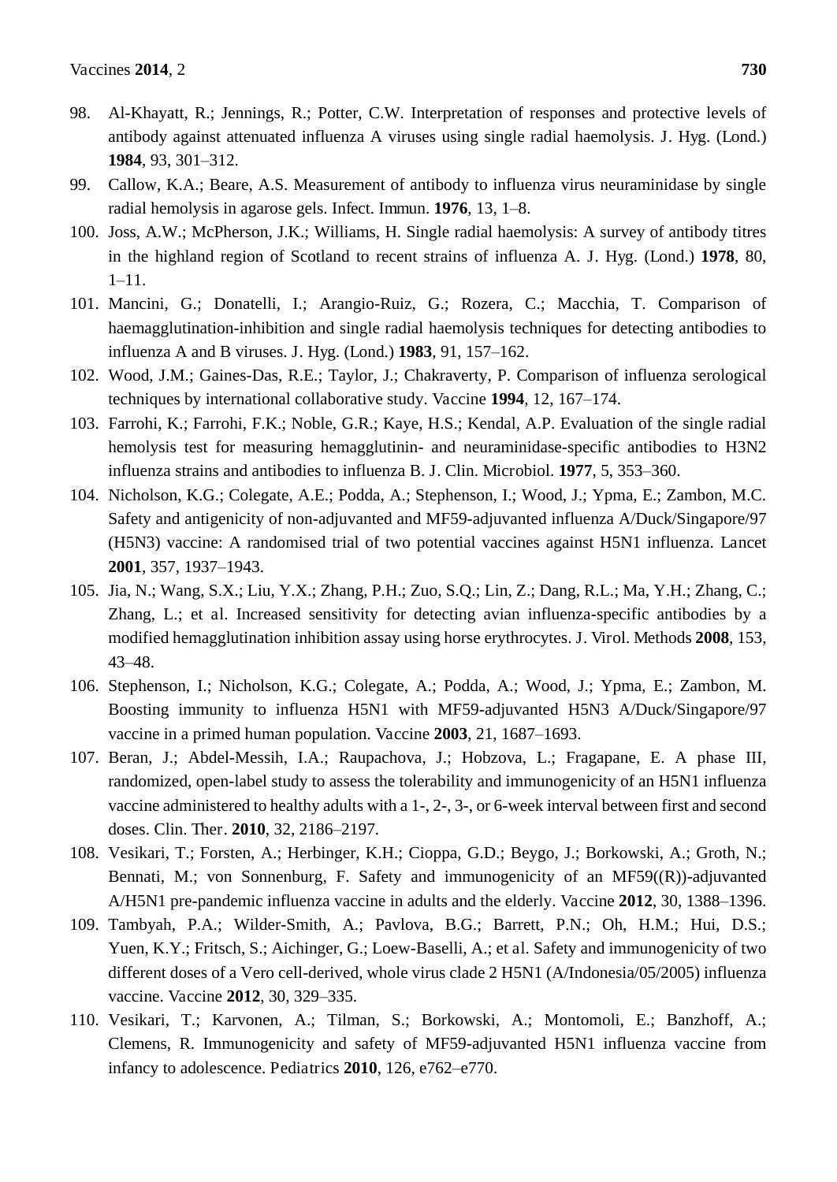98. Al-Khayatt, R.; Jennings, R.; Potter, C.W. Interpretation of responses and protective levels of antibody against attenuated influenza A viruses using single radial haemolysis. J. Hyg. (Lond.) **1984**, 93, 301–312.
99. Callow, K.A.; Beare, A.S. Measurement of antibody to influenza virus neuraminidase by single radial hemolysis in agarose gels. Infect. Immun. **1976**, 13, 1–8.
100. Joss, A.W.; McPherson, J.K.; Williams, H. Single radial haemolysis: A survey of antibody titres in the highland region of Scotland to recent strains of influenza A. J. Hyg. (Lond.) **1978**, 80, 1–11.
101. Mancini, G.; Donatelli, I.; Arangio-Ruiz, G.; Rozera, C.; Macchia, T. Comparison of haemagglutination-inhibition and single radial haemolysis techniques for detecting antibodies to influenza A and B viruses. J. Hyg. (Lond.) **1983**, 91, 157–162.
102. Wood, J.M.; Gaines-Das, R.E.; Taylor, J.; Chakraverty, P. Comparison of influenza serological techniques by international collaborative study. Vaccine **1994**, 12, 167–174.
103. Farrohi, K.; Farrohi, F.K.; Noble, G.R.; Kaye, H.S.; Kendal, A.P. Evaluation of the single radial hemolysis test for measuring hemagglutinin- and neuraminidase-specific antibodies to H3N2 influenza strains and antibodies to influenza B. J. Clin. Microbiol. **1977**, 5, 353–360.
104. Nicholson, K.G.; Colegate, A.E.; Podda, A.; Stephenson, I.; Wood, J.; Ypma, E.; Zambon, M.C. Safety and antigenicity of non-adjuvanted and MF59-adjuvanted influenza A/Duck/Singapore/97 (H5N3) vaccine: A randomised trial of two potential vaccines against H5N1 influenza. Lancet **2001**, 357, 1937–1943.
105. Jia, N.; Wang, S.X.; Liu, Y.X.; Zhang, P.H.; Zuo, S.Q.; Lin, Z.; Dang, R.L.; Ma, Y.H.; Zhang, C.; Zhang, L.; et al. Increased sensitivity for detecting avian influenza-specific antibodies by a modified hemagglutination inhibition assay using horse erythrocytes. J. Virol. Methods **2008**, 153, 43–48.
106. Stephenson, I.; Nicholson, K.G.; Colegate, A.; Podda, A.; Wood, J.; Ypma, E.; Zambon, M. Boosting immunity to influenza H5N1 with MF59-adjuvanted H5N3 A/Duck/Singapore/97 vaccine in a primed human population. Vaccine **2003**, 21, 1687–1693.
107. Beran, J.; Abdel-Messih, I.A.; Raupachova, J.; Hobzova, L.; Fragapane, E. A phase III, randomized, open-label study to assess the tolerability and immunogenicity of an H5N1 influenza vaccine administered to healthy adults with a 1-, 2-, 3-, or 6-week interval between first and second doses. Clin. Ther. **2010**, 32, 2186–2197.
108. Vesikari, T.; Forsten, A.; Herbinger, K.H.; Cioppa, G.D.; Beygo, J.; Borkowski, A.; Groth, N.; Bennati, M.; von Sonnenburg, F. Safety and immunogenicity of an MF59((R))-adjuvanted A/H5N1 pre-pandemic influenza vaccine in adults and the elderly. Vaccine **2012**, 30, 1388–1396.
109. Tambyah, P.A.; Wilder-Smith, A.; Pavlova, B.G.; Barrett, P.N.; Oh, H.M.; Hui, D.S.; Yuen, K.Y.; Fritsch, S.; Aichinger, G.; Loew-Baselli, A.; et al. Safety and immunogenicity of two different doses of a Vero cell-derived, whole virus clade 2 H5N1 (A/Indonesia/05/2005) influenza vaccine. Vaccine **2012**, 30, 329–335.
110. Vesikari, T.; Karvonen, A.; Tilman, S.; Borkowski, A.; Montomoli, E.; Banzhoff, A.; Clemens, R. Immunogenicity and safety of MF59-adjuvanted H5N1 influenza vaccine from infancy to adolescence. Pediatrics **2010**, 126, e762–e770.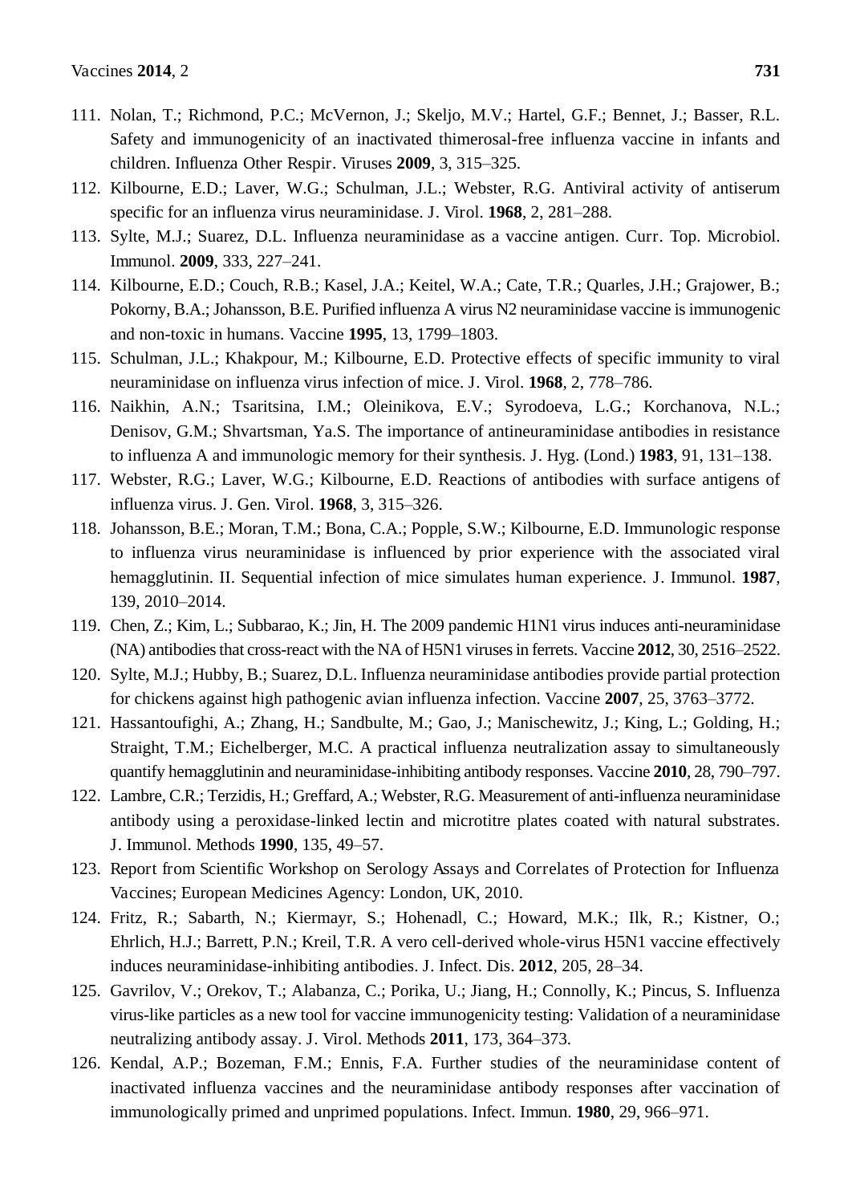111. Nolan, T.; Richmond, P.C.; McVernon, J.; Skeljo, M.V.; Hartel, G.F.; Bennet, J.; Basser, R.L. Safety and immunogenicity of an inactivated thimerosal-free influenza vaccine in infants and children. Influenza Other Respir. Viruses **2009**, 3, 315–325.
112. Kilbourne, E.D.; Laver, W.G.; Schulman, J.L.; Webster, R.G. Antiviral activity of antiserum specific for an influenza virus neuraminidase. J. Virol. **1968**, 2, 281–288.
113. Sylte, M.J.; Suarez, D.L. Influenza neuraminidase as a vaccine antigen. Curr. Top. Microbiol. Immunol. **2009**, 333, 227–241.
114. Kilbourne, E.D.; Couch, R.B.; Kasel, J.A.; Keitel, W.A.; Cate, T.R.; Quarles, J.H.; Grajower, B.; Pokorny, B.A.; Johansson, B.E. Purified influenza A virus N2 neuraminidase vaccine is immunogenic and non-toxic in humans. Vaccine **1995**, 13, 1799–1803.
115. Schulman, J.L.; Khakpour, M.; Kilbourne, E.D. Protective effects of specific immunity to viral neuraminidase on influenza virus infection of mice. J. Virol. **1968**, 2, 778–786.
116. Naikhin, A.N.; Tsaritsina, I.M.; Oleinikova, E.V.; Syrodoeva, L.G.; Korchanova, N.L.; Denisov, G.M.; Shvartsman, Ya.S. The importance of antineuraminidase antibodies in resistance to influenza A and immunologic memory for their synthesis. J. Hyg. (Lond.) **1983**, 91, 131–138.
117. Webster, R.G.; Laver, W.G.; Kilbourne, E.D. Reactions of antibodies with surface antigens of influenza virus. J. Gen. Virol. **1968**, 3, 315–326.
118. Johansson, B.E.; Moran, T.M.; Bona, C.A.; Popple, S.W.; Kilbourne, E.D. Immunologic response to influenza virus neuraminidase is influenced by prior experience with the associated viral hemagglutinin. II. Sequential infection of mice simulates human experience. J. Immunol. **1987**, 139, 2010–2014.
119. Chen, Z.; Kim, L.; Subbarao, K.; Jin, H. The 2009 pandemic H1N1 virus induces anti-neuraminidase (NA) antibodies that cross-react with the NA of H5N1 viruses in ferrets. Vaccine **2012**, 30, 2516–2522.
120. Sylte, M.J.; Hubby, B.; Suarez, D.L. Influenza neuraminidase antibodies provide partial protection for chickens against high pathogenic avian influenza infection. Vaccine **2007**, 25, 3763–3772.
121. Hassantoufighi, A.; Zhang, H.; Sandbulte, M.; Gao, J.; Manischewitz, J.; King, L.; Golding, H.; Straight, T.M.; Eichelberger, M.C. A practical influenza neutralization assay to simultaneously quantify hemagglutinin and neuraminidase-inhibiting antibody responses. Vaccine **2010**, 28, 790–797.
122. Lambre, C.R.; Terzidis, H.; Greffard, A.; Webster, R.G. Measurement of anti-influenza neuraminidase antibody using a peroxidase-linked lectin and microtitre plates coated with natural substrates. J. Immunol. Methods **1990**, 135, 49–57.
123. Report from Scientific Workshop on Serology Assays and Correlates of Protection for Influenza Vaccines; European Medicines Agency: London, UK, 2010.
124. Fritz, R.; Sabarth, N.; Kiermayr, S.; Hohenadl, C.; Howard, M.K.; Ilk, R.; Kistner, O.; Ehrlich, H.J.; Barrett, P.N.; Kreil, T.R. A vero cell-derived whole-virus H5N1 vaccine effectively induces neuraminidase-inhibiting antibodies. J. Infect. Dis. **2012**, 205, 28–34.
125. Gavrilov, V.; Orekov, T.; Alabanza, C.; Porika, U.; Jiang, H.; Connolly, K.; Pincus, S. Influenza virus-like particles as a new tool for vaccine immunogenicity testing: Validation of a neuraminidase neutralizing antibody assay. J. Virol. Methods **2011**, 173, 364–373.
126. Kendal, A.P.; Bozeman, F.M.; Ennis, F.A. Further studies of the neuraminidase content of inactivated influenza vaccines and the neuraminidase antibody responses after vaccination of immunologically primed and unprimed populations. Infect. Immun. **1980**, 29, 966–971.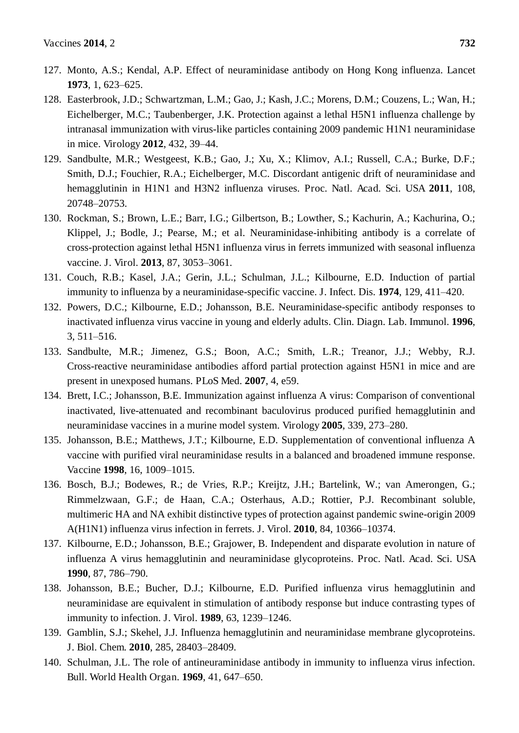127. Monto, A.S.; Kendal, A.P. Effect of neuraminidase antibody on Hong Kong influenza. Lancet **1973**, 1, 623–625.
128. Easterbrook, J.D.; Schwartzman, L.M.; Gao, J.; Kash, J.C.; Morens, D.M.; Couzens, L.; Wan, H.; Eichelberger, M.C.; Taubenberger, J.K. Protection against a lethal H5N1 influenza challenge by intranasal immunization with virus-like particles containing 2009 pandemic H1N1 neuraminidase in mice. Virology **2012**, 432, 39–44.
129. Sandbulte, M.R.; Westgeest, K.B.; Gao, J.; Xu, X.; Klimov, A.I.; Russell, C.A.; Burke, D.F.; Smith, D.J.; Fouchier, R.A.; Eichelberger, M.C. Discordant antigenic drift of neuraminidase and hemagglutinin in H1N1 and H3N2 influenza viruses. Proc. Natl. Acad. Sci. USA **2011**, 108, 20748–20753.
130. Rockman, S.; Brown, L.E.; Barr, I.G.; Gilbertson, B.; Lowther, S.; Kachurin, A.; Kachurina, O.; Klippel, J.; Bodle, J.; Pearse, M.; et al. Neuraminidase-inhibiting antibody is a correlate of cross-protection against lethal H5N1 influenza virus in ferrets immunized with seasonal influenza vaccine. J. Virol. **2013**, 87, 3053–3061.
131. Couch, R.B.; Kasel, J.A.; Gerin, J.L.; Schulman, J.L.; Kilbourne, E.D. Induction of partial immunity to influenza by a neuraminidase-specific vaccine. J. Infect. Dis. **1974**, 129, 411–420.
132. Powers, D.C.; Kilbourne, E.D.; Johansson, B.E. Neuraminidase-specific antibody responses to inactivated influenza virus vaccine in young and elderly adults. Clin. Diagn. Lab. Immunol. **1996**, 3, 511–516.
133. Sandbulte, M.R.; Jimenez, G.S.; Boon, A.C.; Smith, L.R.; Treanor, J.J.; Webby, R.J. Cross-reactive neuraminidase antibodies afford partial protection against H5N1 in mice and are present in unexposed humans. PLoS Med. **2007**, 4, e59.
134. Brett, I.C.; Johansson, B.E. Immunization against influenza A virus: Comparison of conventional inactivated, live-attenuated and recombinant baculovirus produced purified hemagglutinin and neuraminidase vaccines in a murine model system. Virology **2005**, 339, 273–280.
135. Johansson, B.E.; Matthews, J.T.; Kilbourne, E.D. Supplementation of conventional influenza A vaccine with purified viral neuraminidase results in a balanced and broadened immune response. Vaccine **1998**, 16, 1009–1015.
136. Bosch, B.J.; Bodewes, R.; de Vries, R.P.; Kreijtz, J.H.; Bartelink, W.; van Amerongen, G.; Rimmelzwaan, G.F.; de Haan, C.A.; Osterhaus, A.D.; Rottier, P.J. Recombinant soluble, multimeric HA and NA exhibit distinctive types of protection against pandemic swine-origin 2009 A(H1N1) influenza virus infection in ferrets. J. Virol. **2010**, 84, 10366–10374.
137. Kilbourne, E.D.; Johansson, B.E.; Grajower, B. Independent and disparate evolution in nature of influenza A virus hemagglutinin and neuraminidase glycoproteins. Proc. Natl. Acad. Sci. USA **1990**, 87, 786–790.
138. Johansson, B.E.; Bucher, D.J.; Kilbourne, E.D. Purified influenza virus hemagglutinin and neuraminidase are equivalent in stimulation of antibody response but induce contrasting types of immunity to infection. J. Virol. **1989**, 63, 1239–1246.
139. Gamblin, S.J.; Skehel, J.J. Influenza hemagglutinin and neuraminidase membrane glycoproteins. J. Biol. Chem. **2010**, 285, 28403–28409.
140. Schulman, J.L. The role of antineuraminidase antibody in immunity to influenza virus infection. Bull. World Health Organ. **1969**, 41, 647–650.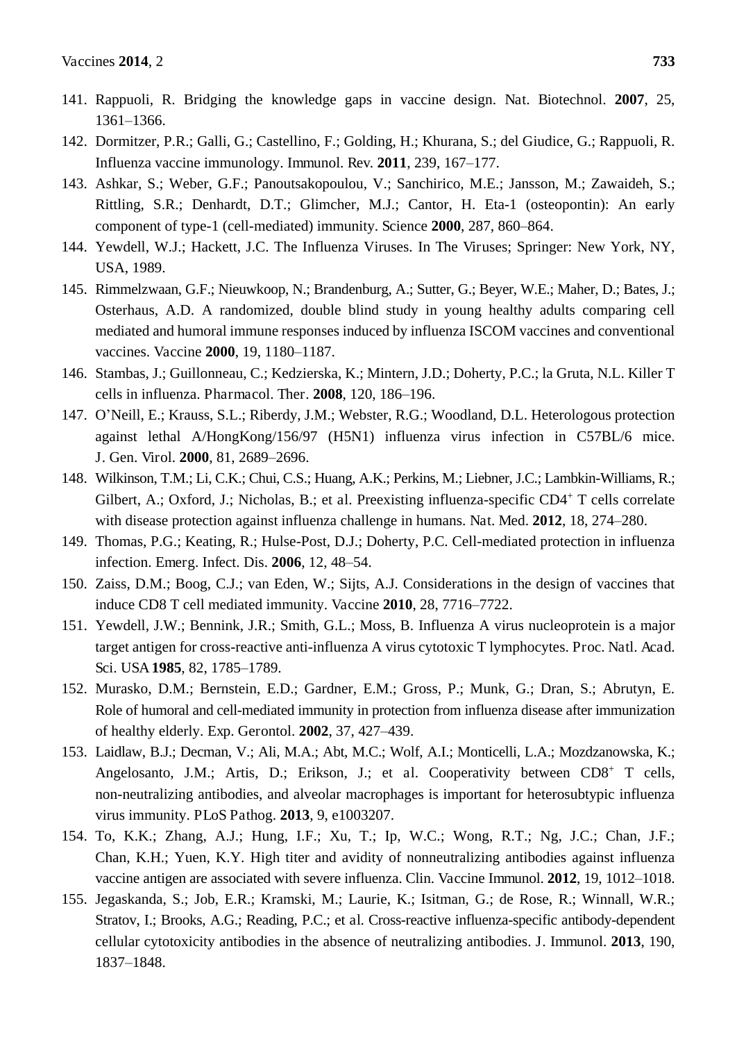141. Rappuoli, R. Bridging the knowledge gaps in vaccine design. Nat. Biotechnol. **2007**, 25, 1361–1366.
142. Dormitzer, P.R.; Galli, G.; Castellino, F.; Golding, H.; Khurana, S.; del Giudice, G.; Rappuoli, R. Influenza vaccine immunology. Immunol. Rev. **2011**, 239, 167–177.
143. Ashkar, S.; Weber, G.F.; Panoutsakopoulou, V.; Sanchirico, M.E.; Jansson, M.; Zawaideh, S.; Rittling, S.R.; Denhardt, D.T.; Glimcher, M.J.; Cantor, H. Eta-1 (osteopontin): An early component of type-1 (cell-mediated) immunity. Science **2000**, 287, 860–864.
144. Yewdell, W.J.; Hackett, J.C. The Influenza Viruses. In The Viruses; Springer: New York, NY, USA, 1989.
145. Rimmelzwaan, G.F.; Nieuwkoop, N.; Brandenburg, A.; Sutter, G.; Beyer, W.E.; Maher, D.; Bates, J.; Osterhaus, A.D. A randomized, double blind study in young healthy adults comparing cell mediated and humoral immune responses induced by influenza ISCOM vaccines and conventional vaccines. Vaccine **2000**, 19, 1180–1187.
146. Stambas, J.; Guillonneau, C.; Kedzierska, K.; Mintern, J.D.; Doherty, P.C.; la Gruta, N.L. Killer T cells in influenza. Pharmacol. Ther. **2008**, 120, 186–196.
147. O'Neill, E.; Krauss, S.L.; Riberdy, J.M.; Webster, R.G.; Woodland, D.L. Heterologous protection against lethal A/HongKong/156/97 (H5N1) influenza virus infection in C57BL/6 mice. J. Gen. Virol. **2000**, 81, 2689–2696.
148. Wilkinson, T.M.; Li, C.K.; Chui, C.S.; Huang, A.K.; Perkins, M.; Liebner, J.C.; Lambkin-Williams, R.; Gilbert, A.; Oxford, J.; Nicholas, B.; et al. Preexisting influenza-specific $CD4^+$ T cells correlate with disease protection against influenza challenge in humans. Nat. Med. **2012**, 18, 274–280.
149. Thomas, P.G.; Keating, R.; Hulse-Post, D.J.; Doherty, P.C. Cell-mediated protection in influenza infection. Emerg. Infect. Dis. **2006**, 12, 48–54.
150. Zaiss, D.M.; Boog, C.J.; van Eden, W.; Sijts, A.J. Considerations in the design of vaccines that induce CD8 T cell mediated immunity. Vaccine **2010**, 28, 7716–7722.
151. Yewdell, J.W.; Bennink, J.R.; Smith, G.L.; Moss, B. Influenza A virus nucleoprotein is a major target antigen for cross-reactive anti-influenza A virus cytotoxic T lymphocytes. Proc. Natl. Acad. Sci. USA **1985**, 82, 1785–1789.
152. Murasko, D.M.; Bernstein, E.D.; Gardner, E.M.; Gross, P.; Munk, G.; Dran, S.; Abrutyn, E. Role of humoral and cell-mediated immunity in protection from influenza disease after immunization of healthy elderly. Exp. Gerontol. **2002**, 37, 427–439.
153. Laidlaw, B.J.; Decman, V.; Ali, M.A.; Abt, M.C.; Wolf, A.I.; Monticelli, L.A.; Mozdzanowska, K.; Angelosanto, J.M.; Artis, D.; Erikson, J.; et al. Cooperativity between $CD8^+$ T cells, non-neutralizing antibodies, and alveolar macrophages is important for heterosubtypic influenza virus immunity. PLoS Pathog. **2013**, 9, e1003207.
154. To, K.K.; Zhang, A.J.; Hung, I.F.; Xu, T.; Ip, W.C.; Wong, R.T.; Ng, J.C.; Chan, J.F.; Chan, K.H.; Yuen, K.Y. High titer and avidity of nonneutralizing antibodies against influenza vaccine antigen are associated with severe influenza. Clin. Vaccine Immunol. **2012**, 19, 1012–1018.
155. Jegaskanda, S.; Job, E.R.; Kramski, M.; Laurie, K.; Isitman, G.; de Rose, R.; Winnall, W.R.; Stratov, I.; Brooks, A.G.; Reading, P.C.; et al. Cross-reactive influenza-specific antibody-dependent cellular cytotoxicity antibodies in the absence of neutralizing antibodies. J. Immunol. **2013**, 190, 1837–1848.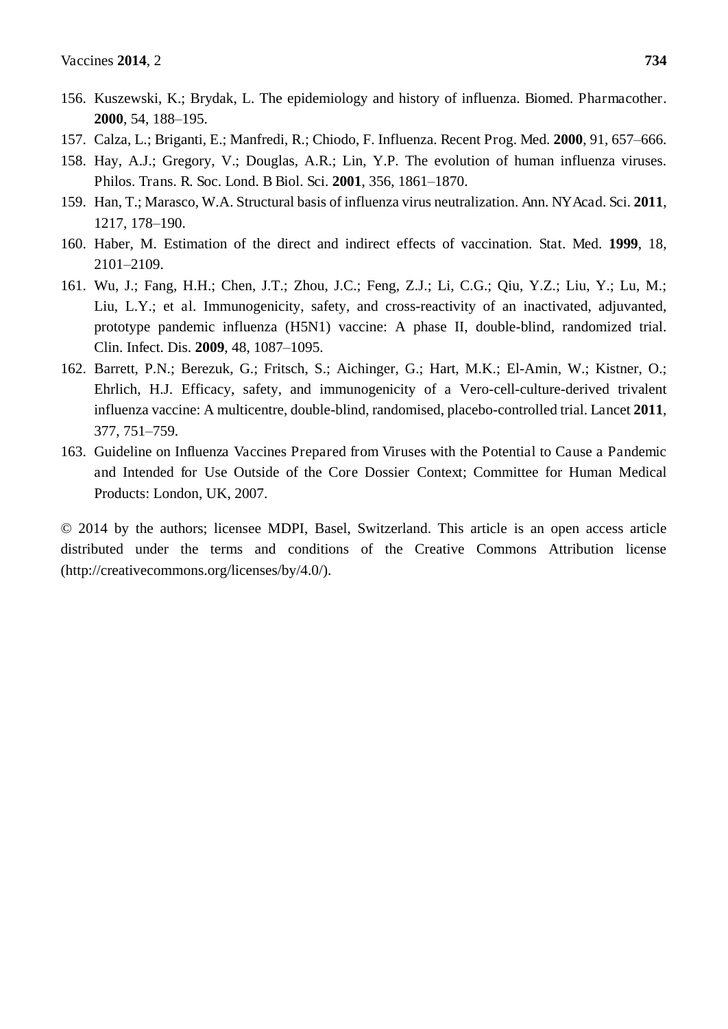156. Kuszewski, K.; Brydak, L. The epidemiology and history of influenza. Biomed. Pharmacother. **2000**, 54, 188–195.
157. Calza, L.; Briganti, E.; Manfredi, R.; Chiodo, F. Influenza. Recent Prog. Med. **2000**, 91, 657–666.
158. Hay, A.J.; Gregory, V.; Douglas, A.R.; Lin, Y.P. The evolution of human influenza viruses. Philos. Trans. R. Soc. Lond. B Biol. Sci. **2001**, 356, 1861–1870.
159. Han, T.; Marasco, W.A. Structural basis of influenza virus neutralization. Ann. NY Acad. Sci. **2011**, 1217, 178–190.
160. Haber, M. Estimation of the direct and indirect effects of vaccination. Stat. Med. **1999**, 18, 2101–2109.
161. Wu, J.; Fang, H.H.; Chen, J.T.; Zhou, J.C.; Feng, Z.J.; Li, C.G.; Qiu, Y.Z.; Liu, Y.; Lu, M.; Liu, L.Y.; et al. Immunogenicity, safety, and cross-reactivity of an inactivated, adjuvanted, prototype pandemic influenza (H5N1) vaccine: A phase II, double-blind, randomized trial. Clin. Infect. Dis. **2009**, 48, 1087–1095.
162. Barrett, P.N.; Berezuk, G.; Fritsch, S.; Aichinger, G.; Hart, M.K.; El-Amin, W.; Kistner, O.; Ehrlich, H.J. Efficacy, safety, and immunogenicity of a Vero-cell-culture-derived trivalent influenza vaccine: A multicentre, double-blind, randomised, placebo-controlled trial. Lancet **2011**, 377, 751–759.
163. Guideline on Influenza Vaccines Prepared from Viruses with the Potential to Cause a Pandemic and Intended for Use Outside of the Core Dossier Context; Committee for Human Medical Products: London, UK, 2007.

© 2014 by the authors; licensee MDPI, Basel, Switzerland. This article is an open access article distributed under the terms and conditions of the Creative Commons Attribution license (http://creativecommons.org/licenses/by/4.0/).